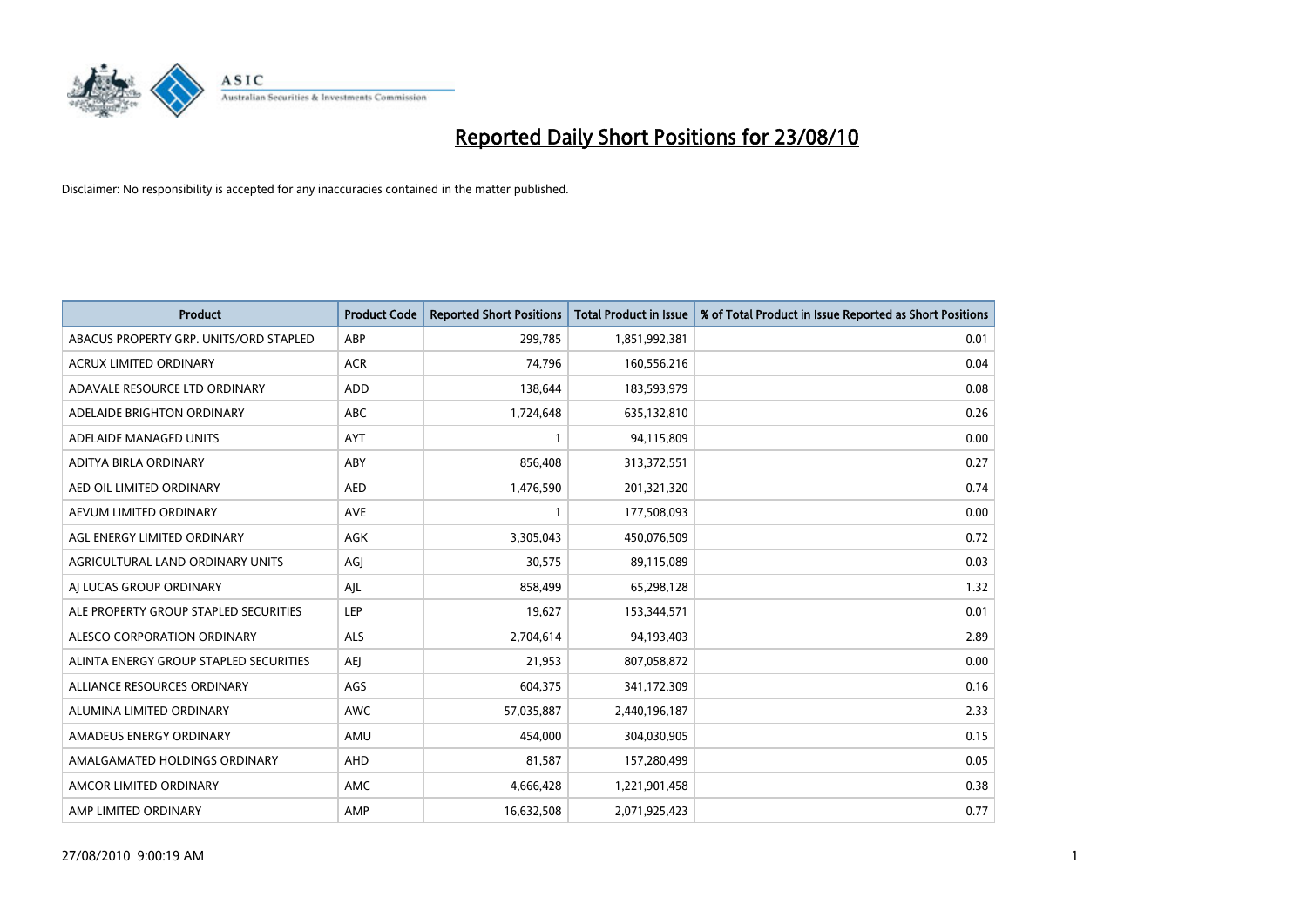# Reported Daily Short Positions for 23/08/10

Disclaimer: No responsibility is accepted for any inaccuracies contained in the matter published.

| Product | Product Code | Reported Short Positions | Total Product in Issue | % of Total Product in Issue Reported as Short Positions |
|---|---|---|---|---|
| ABACUS PROPERTY GRP. UNITS/ORD STAPLED | ABP | 299,785 | 1,851,992,381 | 0.01 |
| ACRUX LIMITED ORDINARY | ACR | 74,796 | 160,556,216 | 0.04 |
| ADAVALE RESOURCE LTD ORDINARY | ADD | 138,644 | 183,593,979 | 0.08 |
| ADELAIDE BRIGHTON ORDINARY | ABC | 1,724,648 | 635,132,810 | 0.26 |
| ADELAIDE MANAGED UNITS | AYT | 1 | 94,115,809 | 0.00 |
| ADITYA BIRLA ORDINARY | ABY | 856,408 | 313,372,551 | 0.27 |
| AED OIL LIMITED ORDINARY | AED | 1,476,590 | 201,321,320 | 0.74 |
| AEVUM LIMITED ORDINARY | AVE | 1 | 177,508,093 | 0.00 |
| AGL ENERGY LIMITED ORDINARY | AGK | 3,305,043 | 450,076,509 | 0.72 |
| AGRICULTURAL LAND ORDINARY UNITS | AGJ | 30,575 | 89,115,089 | 0.03 |
| AJ LUCAS GROUP ORDINARY | AJL | 858,499 | 65,298,128 | 1.32 |
| ALE PROPERTY GROUP STAPLED SECURITIES | LEP | 19,627 | 153,344,571 | 0.01 |
| ALESCO CORPORATION ORDINARY | ALS | 2,704,614 | 94,193,403 | 2.89 |
| ALINTA ENERGY GROUP STAPLED SECURITIES | AEJ | 21,953 | 807,058,872 | 0.00 |
| ALLIANCE RESOURCES ORDINARY | AGS | 604,375 | 341,172,309 | 0.16 |
| ALUMINA LIMITED ORDINARY | AWC | 57,035,887 | 2,440,196,187 | 2.33 |
| AMADEUS ENERGY ORDINARY | AMU | 454,000 | 304,030,905 | 0.15 |
| AMALGAMATED HOLDINGS ORDINARY | AHD | 81,587 | 157,280,499 | 0.05 |
| AMCOR LIMITED ORDINARY | AMC | 4,666,428 | 1,221,901,458 | 0.38 |
| AMP LIMITED ORDINARY | AMP | 16,632,508 | 2,071,925,423 | 0.77 |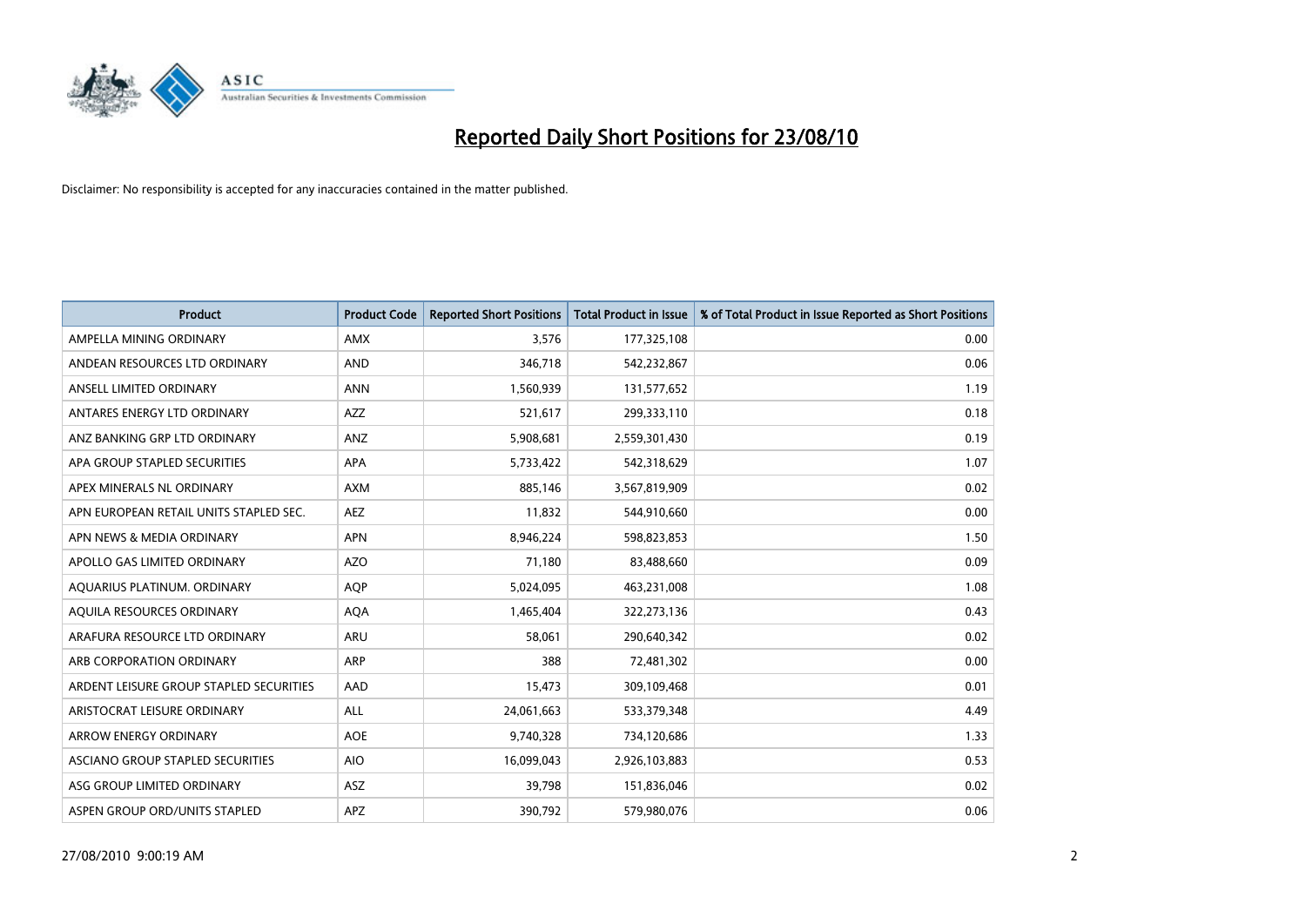# Reported Daily Short Positions for 23/08/10

Disclaimer: No responsibility is accepted for any inaccuracies contained in the matter published.

| Product | Product Code | Reported Short Positions | Total Product in Issue | % of Total Product in Issue Reported as Short Positions |
|---|---|---|---|---|
| AMPELLA MINING ORDINARY | AMX | 3,576 | 177,325,108 | 0.00 |
| ANDEAN RESOURCES LTD ORDINARY | AND | 346,718 | 542,232,867 | 0.06 |
| ANSELL LIMITED ORDINARY | ANN | 1,560,939 | 131,577,652 | 1.19 |
| ANTARES ENERGY LTD ORDINARY | AZZ | 521,617 | 299,333,110 | 0.18 |
| ANZ BANKING GRP LTD ORDINARY | ANZ | 5,908,681 | 2,559,301,430 | 0.19 |
| APA GROUP STAPLED SECURITIES | APA | 5,733,422 | 542,318,629 | 1.07 |
| APEX MINERALS NL ORDINARY | AXM | 885,146 | 3,567,819,909 | 0.02 |
| APN EUROPEAN RETAIL UNITS STAPLED SEC. | AEZ | 11,832 | 544,910,660 | 0.00 |
| APN NEWS & MEDIA ORDINARY | APN | 8,946,224 | 598,823,853 | 1.50 |
| APOLLO GAS LIMITED ORDINARY | AZO | 71,180 | 83,488,660 | 0.09 |
| AQUARIUS PLATINUM. ORDINARY | AQP | 5,024,095 | 463,231,008 | 1.08 |
| AQUILA RESOURCES ORDINARY | AQA | 1,465,404 | 322,273,136 | 0.43 |
| ARAFURA RESOURCE LTD ORDINARY | ARU | 58,061 | 290,640,342 | 0.02 |
| ARB CORPORATION ORDINARY | ARP | 388 | 72,481,302 | 0.00 |
| ARDENT LEISURE GROUP STAPLED SECURITIES | AAD | 15,473 | 309,109,468 | 0.01 |
| ARISTOCRAT LEISURE ORDINARY | ALL | 24,061,663 | 533,379,348 | 4.49 |
| ARROW ENERGY ORDINARY | AOE | 9,740,328 | 734,120,686 | 1.33 |
| ASCIANO GROUP STAPLED SECURITIES | AIO | 16,099,043 | 2,926,103,883 | 0.53 |
| ASG GROUP LIMITED ORDINARY | ASZ | 39,798 | 151,836,046 | 0.02 |
| ASPEN GROUP ORD/UNITS STAPLED | APZ | 390,792 | 579,980,076 | 0.06 |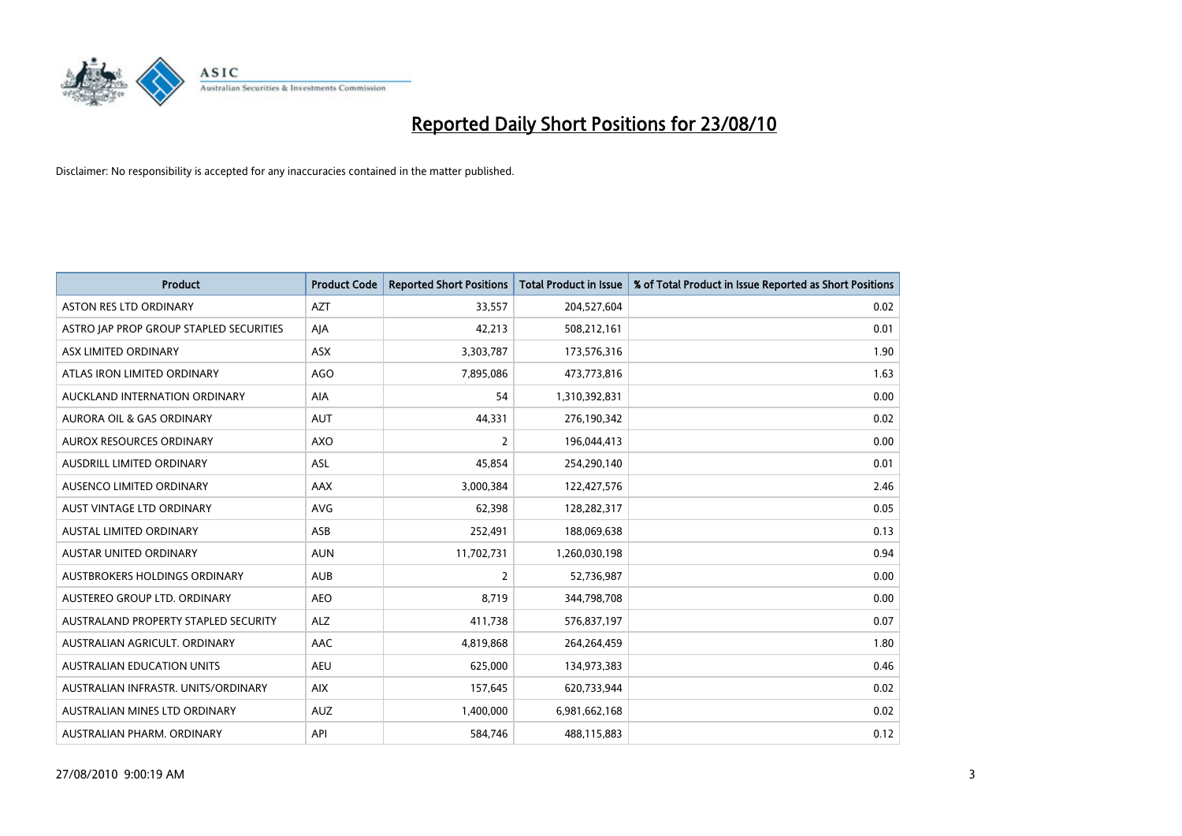# Reported Daily Short Positions for 23/08/10

Disclaimer: No responsibility is accepted for any inaccuracies contained in the matter published.

| Product | Product Code | Reported Short Positions | Total Product in Issue | % of Total Product in Issue Reported as Short Positions |
|---|---|---|---|---|
| ASTON RES LTD ORDINARY | AZT | 33,557 | 204,527,604 | 0.02 |
| ASTRO JAP PROP GROUP STAPLED SECURITIES | AJA | 42,213 | 508,212,161 | 0.01 |
| ASX LIMITED ORDINARY | ASX | 3,303,787 | 173,576,316 | 1.90 |
| ATLAS IRON LIMITED ORDINARY | AGO | 7,895,086 | 473,773,816 | 1.63 |
| AUCKLAND INTERNATION ORDINARY | AIA | 54 | 1,310,392,831 | 0.00 |
| AURORA OIL & GAS ORDINARY | AUT | 44,331 | 276,190,342 | 0.02 |
| AUROX RESOURCES ORDINARY | AXO | 2 | 196,044,413 | 0.00 |
| AUSDRILL LIMITED ORDINARY | ASL | 45,854 | 254,290,140 | 0.01 |
| AUSENCO LIMITED ORDINARY | AAX | 3,000,384 | 122,427,576 | 2.46 |
| AUST VINTAGE LTD ORDINARY | AVG | 62,398 | 128,282,317 | 0.05 |
| AUSTAL LIMITED ORDINARY | ASB | 252,491 | 188,069,638 | 0.13 |
| AUSTAR UNITED ORDINARY | AUN | 11,702,731 | 1,260,030,198 | 0.94 |
| AUSTBROKERS HOLDINGS ORDINARY | AUB | 2 | 52,736,987 | 0.00 |
| AUSTEREO GROUP LTD. ORDINARY | AEO | 8,719 | 344,798,708 | 0.00 |
| AUSTRALAND PROPERTY STAPLED SECURITY | ALZ | 411,738 | 576,837,197 | 0.07 |
| AUSTRALIAN AGRICULT. ORDINARY | AAC | 4,819,868 | 264,264,459 | 1.80 |
| AUSTRALIAN EDUCATION UNITS | AEU | 625,000 | 134,973,383 | 0.46 |
| AUSTRALIAN INFRASTR. UNITS/ORDINARY | AIX | 157,645 | 620,733,944 | 0.02 |
| AUSTRALIAN MINES LTD ORDINARY | AUZ | 1,400,000 | 6,981,662,168 | 0.02 |
| AUSTRALIAN PHARM. ORDINARY | API | 584,746 | 488,115,883 | 0.12 |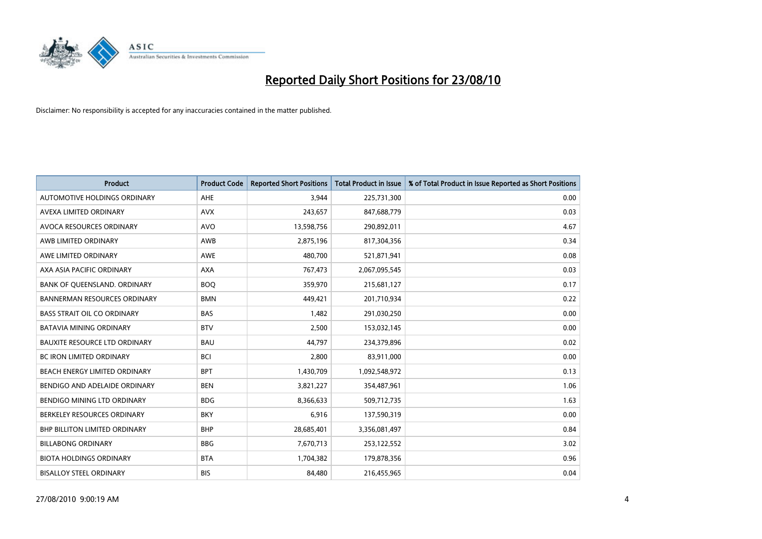# Reported Daily Short Positions for 23/08/10

Disclaimer: No responsibility is accepted for any inaccuracies contained in the matter published.

| Product | Product Code | Reported Short Positions | Total Product in Issue | % of Total Product in Issue Reported as Short Positions |
|---|---|---|---|---|
| AUTOMOTIVE HOLDINGS ORDINARY | AHE | 3,944 | 225,731,300 | 0.00 |
| AVEXA LIMITED ORDINARY | AVX | 243,657 | 847,688,779 | 0.03 |
| AVOCA RESOURCES ORDINARY | AVO | 13,598,756 | 290,892,011 | 4.67 |
| AWB LIMITED ORDINARY | AWB | 2,875,196 | 817,304,356 | 0.34 |
| AWE LIMITED ORDINARY | AWE | 480,700 | 521,871,941 | 0.08 |
| AXA ASIA PACIFIC ORDINARY | AXA | 767,473 | 2,067,095,545 | 0.03 |
| BANK OF QUEENSLAND. ORDINARY | BOQ | 359,970 | 215,681,127 | 0.17 |
| BANNERMAN RESOURCES ORDINARY | BMN | 449,421 | 201,710,934 | 0.22 |
| BASS STRAIT OIL CO ORDINARY | BAS | 1,482 | 291,030,250 | 0.00 |
| BATAVIA MINING ORDINARY | BTV | 2,500 | 153,032,145 | 0.00 |
| BAUXITE RESOURCE LTD ORDINARY | BAU | 44,797 | 234,379,896 | 0.02 |
| BC IRON LIMITED ORDINARY | BCI | 2,800 | 83,911,000 | 0.00 |
| BEACH ENERGY LIMITED ORDINARY | BPT | 1,430,709 | 1,092,548,972 | 0.13 |
| BENDIGO AND ADELAIDE ORDINARY | BEN | 3,821,227 | 354,487,961 | 1.06 |
| BENDIGO MINING LTD ORDINARY | BDG | 8,366,633 | 509,712,735 | 1.63 |
| BERKELEY RESOURCES ORDINARY | BKY | 6,916 | 137,590,319 | 0.00 |
| BHP BILLITON LIMITED ORDINARY | BHP | 28,685,401 | 3,356,081,497 | 0.84 |
| BILLABONG ORDINARY | BBG | 7,670,713 | 253,122,552 | 3.02 |
| BIOTA HOLDINGS ORDINARY | BTA | 1,704,382 | 179,878,356 | 0.96 |
| BISALLOY STEEL ORDINARY | BIS | 84,480 | 216,455,965 | 0.04 |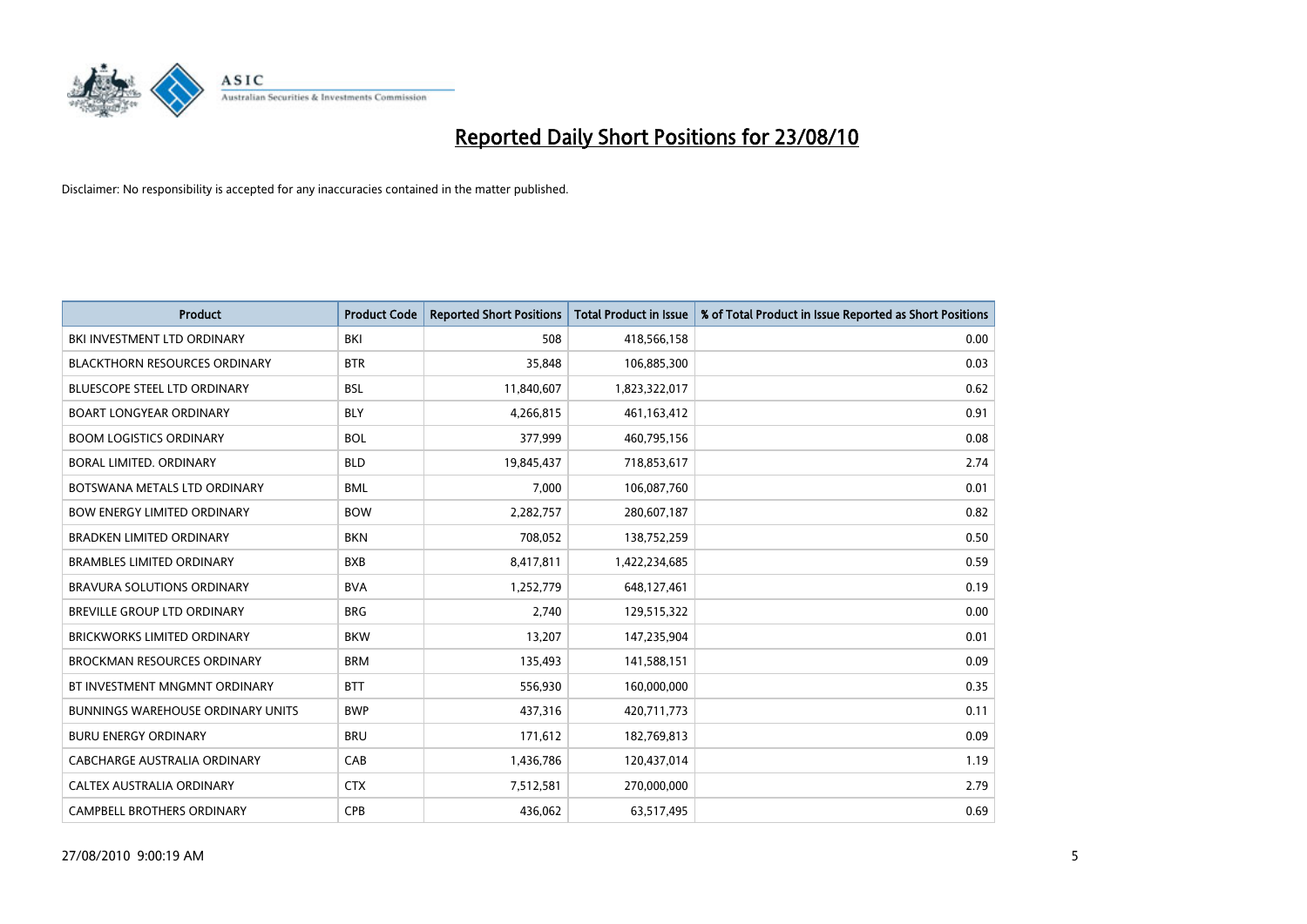# Reported Daily Short Positions for 23/08/10

Disclaimer: No responsibility is accepted for any inaccuracies contained in the matter published.

| Product | Product Code | Reported Short Positions | Total Product in Issue | % of Total Product in Issue Reported as Short Positions |
|---|---|---|---|---|
| BKI INVESTMENT LTD ORDINARY | BKI | 508 | 418,566,158 | 0.00 |
| BLACKTHORN RESOURCES ORDINARY | BTR | 35,848 | 106,885,300 | 0.03 |
| BLUESCOPE STEEL LTD ORDINARY | BSL | 11,840,607 | 1,823,322,017 | 0.62 |
| BOART LONGYEAR ORDINARY | BLY | 4,266,815 | 461,163,412 | 0.91 |
| BOOM LOGISTICS ORDINARY | BOL | 377,999 | 460,795,156 | 0.08 |
| BORAL LIMITED. ORDINARY | BLD | 19,845,437 | 718,853,617 | 2.74 |
| BOTSWANA METALS LTD ORDINARY | BML | 7,000 | 106,087,760 | 0.01 |
| BOW ENERGY LIMITED ORDINARY | BOW | 2,282,757 | 280,607,187 | 0.82 |
| BRADKEN LIMITED ORDINARY | BKN | 708,052 | 138,752,259 | 0.50 |
| BRAMBLES LIMITED ORDINARY | BXB | 8,417,811 | 1,422,234,685 | 0.59 |
| BRAVURA SOLUTIONS ORDINARY | BVA | 1,252,779 | 648,127,461 | 0.19 |
| BREVILLE GROUP LTD ORDINARY | BRG | 2,740 | 129,515,322 | 0.00 |
| BRICKWORKS LIMITED ORDINARY | BKW | 13,207 | 147,235,904 | 0.01 |
| BROCKMAN RESOURCES ORDINARY | BRM | 135,493 | 141,588,151 | 0.09 |
| BT INVESTMENT MNGMNT ORDINARY | BTT | 556,930 | 160,000,000 | 0.35 |
| BUNNINGS WAREHOUSE ORDINARY UNITS | BWP | 437,316 | 420,711,773 | 0.11 |
| BURU ENERGY ORDINARY | BRU | 171,612 | 182,769,813 | 0.09 |
| CABCHARGE AUSTRALIA ORDINARY | CAB | 1,436,786 | 120,437,014 | 1.19 |
| CALTEX AUSTRALIA ORDINARY | CTX | 7,512,581 | 270,000,000 | 2.79 |
| CAMPBELL BROTHERS ORDINARY | CPB | 436,062 | 63,517,495 | 0.69 |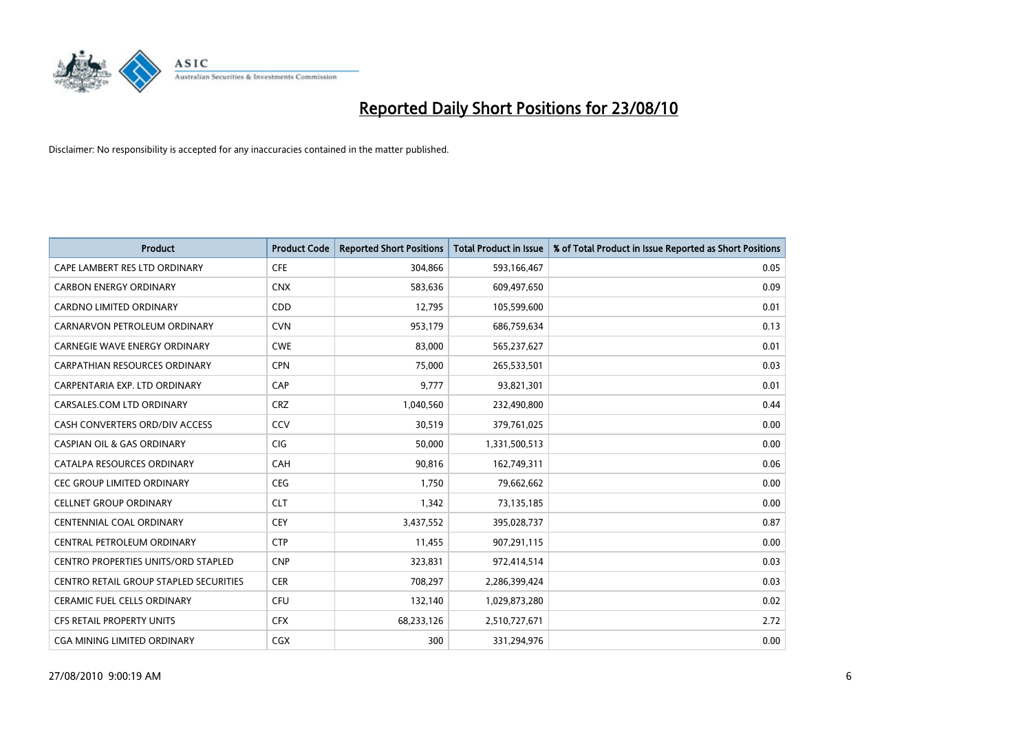# Reported Daily Short Positions for 23/08/10

Disclaimer: No responsibility is accepted for any inaccuracies contained in the matter published.

| Product | Product Code | Reported Short Positions | Total Product in Issue | % of Total Product in Issue Reported as Short Positions |
|---|---|---|---|---|
| CAPE LAMBERT RES LTD ORDINARY | CFE | 304,866 | 593,166,467 | 0.05 |
| CARBON ENERGY ORDINARY | CNX | 583,636 | 609,497,650 | 0.09 |
| CARDNO LIMITED ORDINARY | CDD | 12,795 | 105,599,600 | 0.01 |
| CARNARVON PETROLEUM ORDINARY | CVN | 953,179 | 686,759,634 | 0.13 |
| CARNEGIE WAVE ENERGY ORDINARY | CWE | 83,000 | 565,237,627 | 0.01 |
| CARPATHIAN RESOURCES ORDINARY | CPN | 75,000 | 265,533,501 | 0.03 |
| CARPENTARIA EXP. LTD ORDINARY | CAP | 9,777 | 93,821,301 | 0.01 |
| CARSALES.COM LTD ORDINARY | CRZ | 1,040,560 | 232,490,800 | 0.44 |
| CASH CONVERTERS ORD/DIV ACCESS | CCV | 30,519 | 379,761,025 | 0.00 |
| CASPIAN OIL & GAS ORDINARY | CIG | 50,000 | 1,331,500,513 | 0.00 |
| CATALPA RESOURCES ORDINARY | CAH | 90,816 | 162,749,311 | 0.06 |
| CEC GROUP LIMITED ORDINARY | CEG | 1,750 | 79,662,662 | 0.00 |
| CELLNET GROUP ORDINARY | CLT | 1,342 | 73,135,185 | 0.00 |
| CENTENNIAL COAL ORDINARY | CEY | 3,437,552 | 395,028,737 | 0.87 |
| CENTRAL PETROLEUM ORDINARY | CTP | 11,455 | 907,291,115 | 0.00 |
| CENTRO PROPERTIES UNITS/ORD STAPLED | CNP | 323,831 | 972,414,514 | 0.03 |
| CENTRO RETAIL GROUP STAPLED SECURITIES | CER | 708,297 | 2,286,399,424 | 0.03 |
| CERAMIC FUEL CELLS ORDINARY | CFU | 132,140 | 1,029,873,280 | 0.02 |
| CFS RETAIL PROPERTY UNITS | CFX | 68,233,126 | 2,510,727,671 | 2.72 |
| CGA MINING LIMITED ORDINARY | CGX | 300 | 331,294,976 | 0.00 |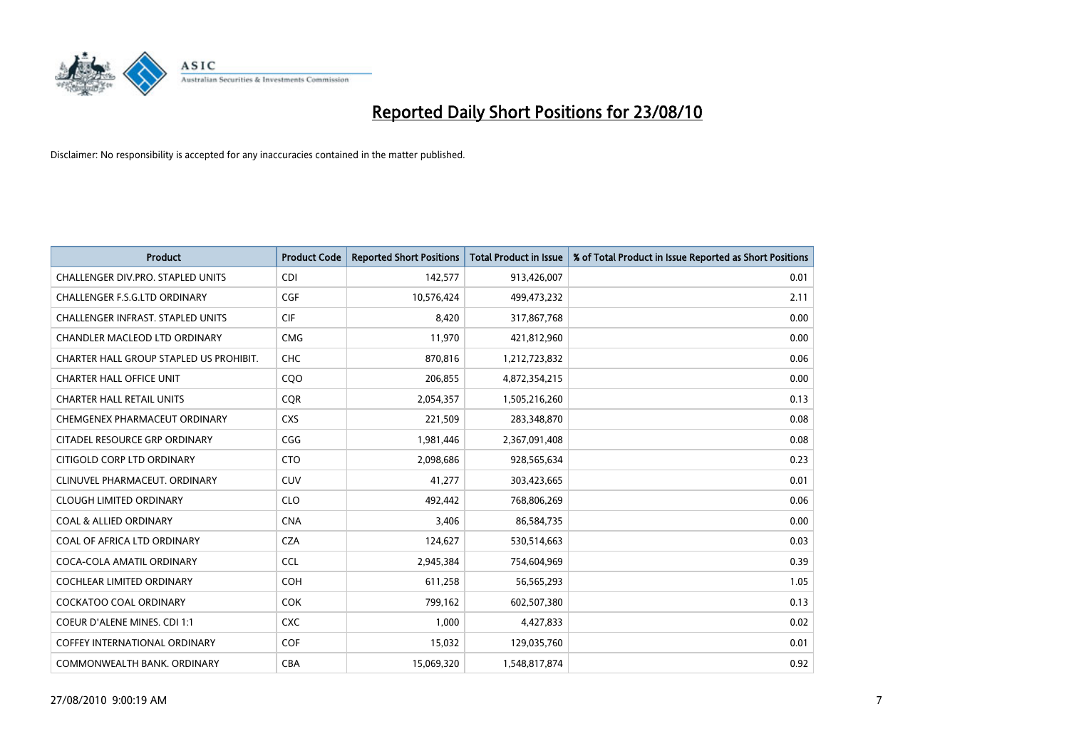# Reported Daily Short Positions for 23/08/10

Disclaimer: No responsibility is accepted for any inaccuracies contained in the matter published.

| Product | Product Code | Reported Short Positions | Total Product in Issue | % of Total Product in Issue Reported as Short Positions |
|---|---|---|---|---|
| CHALLENGER DIV.PRO. STAPLED UNITS | CDI | 142,577 | 913,426,007 | 0.01 |
| CHALLENGER F.S.G.LTD ORDINARY | CGF | 10,576,424 | 499,473,232 | 2.11 |
| CHALLENGER INFRAST. STAPLED UNITS | CIF | 8,420 | 317,867,768 | 0.00 |
| CHANDLER MACLEOD LTD ORDINARY | CMG | 11,970 | 421,812,960 | 0.00 |
| CHARTER HALL GROUP STAPLED US PROHIBIT. | CHC | 870,816 | 1,212,723,832 | 0.06 |
| CHARTER HALL OFFICE UNIT | CQO | 206,855 | 4,872,354,215 | 0.00 |
| CHARTER HALL RETAIL UNITS | CQR | 2,054,357 | 1,505,216,260 | 0.13 |
| CHEMGENEX PHARMACEUT ORDINARY | CXS | 221,509 | 283,348,870 | 0.08 |
| CITADEL RESOURCE GRP ORDINARY | CGG | 1,981,446 | 2,367,091,408 | 0.08 |
| CITIGOLD CORP LTD ORDINARY | CTO | 2,098,686 | 928,565,634 | 0.23 |
| CLINUVEL PHARMACEUT. ORDINARY | CUV | 41,277 | 303,423,665 | 0.01 |
| CLOUGH LIMITED ORDINARY | CLO | 492,442 | 768,806,269 | 0.06 |
| COAL & ALLIED ORDINARY | CNA | 3,406 | 86,584,735 | 0.00 |
| COAL OF AFRICA LTD ORDINARY | CZA | 124,627 | 530,514,663 | 0.03 |
| COCA-COLA AMATIL ORDINARY | CCL | 2,945,384 | 754,604,969 | 0.39 |
| COCHLEAR LIMITED ORDINARY | COH | 611,258 | 56,565,293 | 1.05 |
| COCKATOO COAL ORDINARY | COK | 799,162 | 602,507,380 | 0.13 |
| COEUR D'ALENE MINES. CDI 1:1 | CXC | 1,000 | 4,427,833 | 0.02 |
| COFFEY INTERNATIONAL ORDINARY | COF | 15,032 | 129,035,760 | 0.01 |
| COMMONWEALTH BANK. ORDINARY | CBA | 15,069,320 | 1,548,817,874 | 0.92 |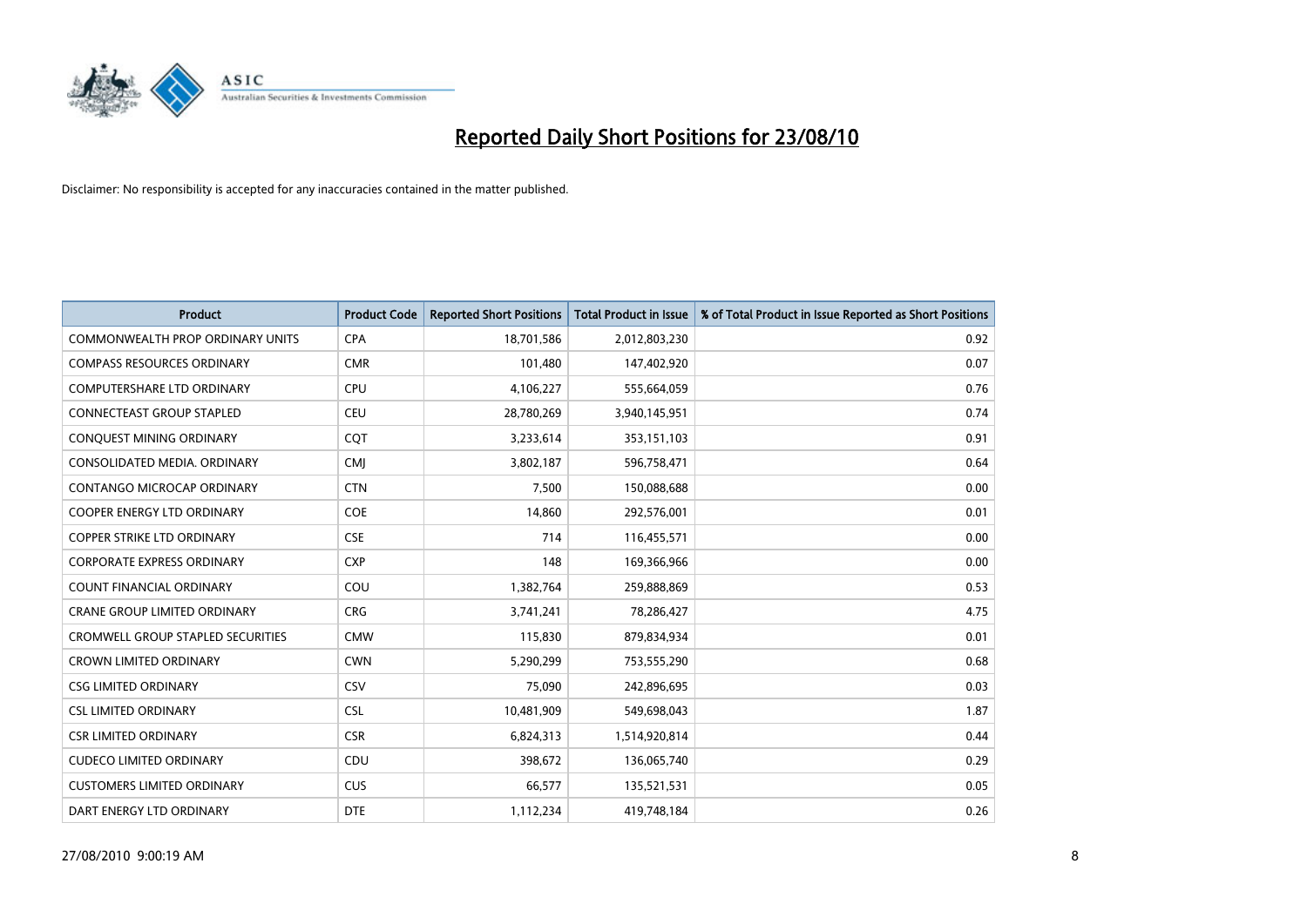# Reported Daily Short Positions for 23/08/10

Disclaimer: No responsibility is accepted for any inaccuracies contained in the matter published.

| Product | Product Code | Reported Short Positions | Total Product in Issue | % of Total Product in Issue Reported as Short Positions |
|---|---|---|---|---|
| COMMONWEALTH PROP ORDINARY UNITS | CPA | 18,701,586 | 2,012,803,230 | 0.92 |
| COMPASS RESOURCES ORDINARY | CMR | 101,480 | 147,402,920 | 0.07 |
| COMPUTERSHARE LTD ORDINARY | CPU | 4,106,227 | 555,664,059 | 0.76 |
| CONNECTEAST GROUP STAPLED | CEU | 28,780,269 | 3,940,145,951 | 0.74 |
| CONQUEST MINING ORDINARY | CQT | 3,233,614 | 353,151,103 | 0.91 |
| CONSOLIDATED MEDIA. ORDINARY | CMJ | 3,802,187 | 596,758,471 | 0.64 |
| CONTANGO MICROCAP ORDINARY | CTN | 7,500 | 150,088,688 | 0.00 |
| COOPER ENERGY LTD ORDINARY | COE | 14,860 | 292,576,001 | 0.01 |
| COPPER STRIKE LTD ORDINARY | CSE | 714 | 116,455,571 | 0.00 |
| CORPORATE EXPRESS ORDINARY | CXP | 148 | 169,366,966 | 0.00 |
| COUNT FINANCIAL ORDINARY | COU | 1,382,764 | 259,888,869 | 0.53 |
| CRANE GROUP LIMITED ORDINARY | CRG | 3,741,241 | 78,286,427 | 4.75 |
| CROMWELL GROUP STAPLED SECURITIES | CMW | 115,830 | 879,834,934 | 0.01 |
| CROWN LIMITED ORDINARY | CWN | 5,290,299 | 753,555,290 | 0.68 |
| CSG LIMITED ORDINARY | CSV | 75,090 | 242,896,695 | 0.03 |
| CSL LIMITED ORDINARY | CSL | 10,481,909 | 549,698,043 | 1.87 |
| CSR LIMITED ORDINARY | CSR | 6,824,313 | 1,514,920,814 | 0.44 |
| CUDECO LIMITED ORDINARY | CDU | 398,672 | 136,065,740 | 0.29 |
| CUSTOMERS LIMITED ORDINARY | CUS | 66,577 | 135,521,531 | 0.05 |
| DART ENERGY LTD ORDINARY | DTE | 1,112,234 | 419,748,184 | 0.26 |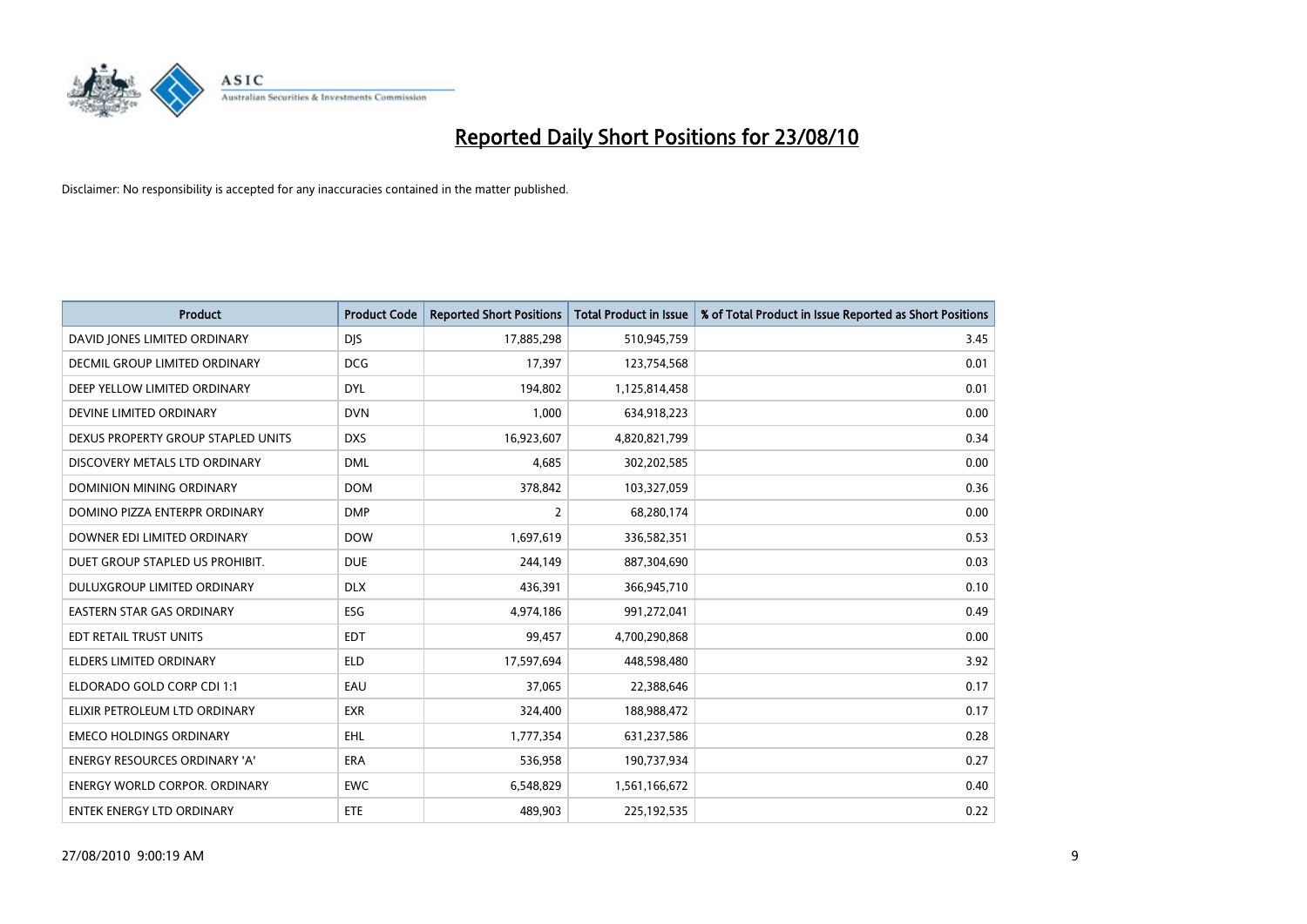# Reported Daily Short Positions for 23/08/10

Disclaimer: No responsibility is accepted for any inaccuracies contained in the matter published.

| Product | Product Code | Reported Short Positions | Total Product in Issue | % of Total Product in Issue Reported as Short Positions |
|---|---|---|---|---|
| DAVID JONES LIMITED ORDINARY | DJS | 17,885,298 | 510,945,759 | 3.45 |
| DECMIL GROUP LIMITED ORDINARY | DCG | 17,397 | 123,754,568 | 0.01 |
| DEEP YELLOW LIMITED ORDINARY | DYL | 194,802 | 1,125,814,458 | 0.01 |
| DEVINE LIMITED ORDINARY | DVN | 1,000 | 634,918,223 | 0.00 |
| DEXUS PROPERTY GROUP STAPLED UNITS | DXS | 16,923,607 | 4,820,821,799 | 0.34 |
| DISCOVERY METALS LTD ORDINARY | DML | 4,685 | 302,202,585 | 0.00 |
| DOMINION MINING ORDINARY | DOM | 378,842 | 103,327,059 | 0.36 |
| DOMINO PIZZA ENTERPR ORDINARY | DMP | 2 | 68,280,174 | 0.00 |
| DOWNER EDI LIMITED ORDINARY | DOW | 1,697,619 | 336,582,351 | 0.53 |
| DUET GROUP STAPLED US PROHIBIT. | DUE | 244,149 | 887,304,690 | 0.03 |
| DULUXGROUP LIMITED ORDINARY | DLX | 436,391 | 366,945,710 | 0.10 |
| EASTERN STAR GAS ORDINARY | ESG | 4,974,186 | 991,272,041 | 0.49 |
| EDT RETAIL TRUST UNITS | EDT | 99,457 | 4,700,290,868 | 0.00 |
| ELDERS LIMITED ORDINARY | ELD | 17,597,694 | 448,598,480 | 3.92 |
| ELDORADO GOLD CORP CDI 1:1 | EAU | 37,065 | 22,388,646 | 0.17 |
| ELIXIR PETROLEUM LTD ORDINARY | EXR | 324,400 | 188,988,472 | 0.17 |
| EMECO HOLDINGS ORDINARY | EHL | 1,777,354 | 631,237,586 | 0.28 |
| ENERGY RESOURCES ORDINARY 'A' | ERA | 536,958 | 190,737,934 | 0.27 |
| ENERGY WORLD CORPOR. ORDINARY | EWC | 6,548,829 | 1,561,166,672 | 0.40 |
| ENTEK ENERGY LTD ORDINARY | ETE | 489,903 | 225,192,535 | 0.22 |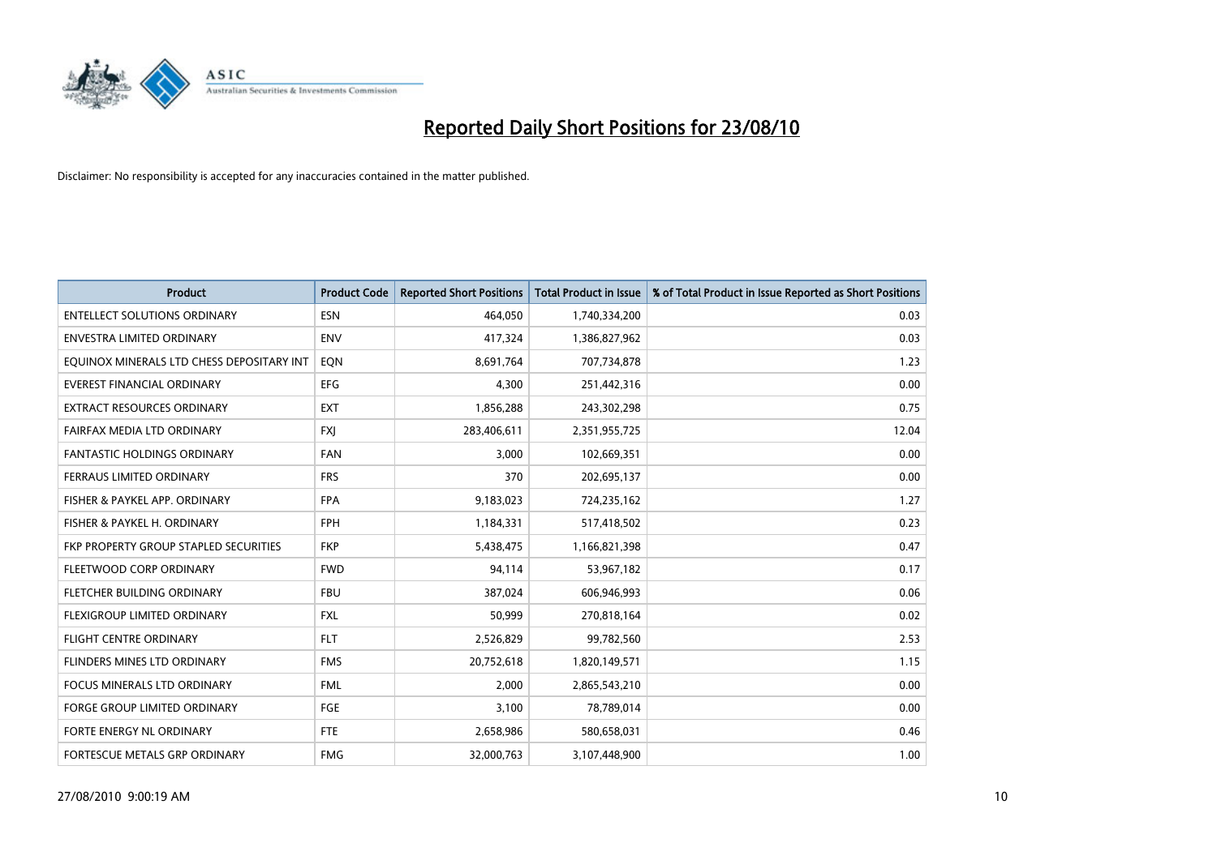# Reported Daily Short Positions for 23/08/10

Disclaimer: No responsibility is accepted for any inaccuracies contained in the matter published.

| Product | Product Code | Reported Short Positions | Total Product in Issue | % of Total Product in Issue Reported as Short Positions |
|---|---|---|---|---|
| ENTELLECT SOLUTIONS ORDINARY | ESN | 464,050 | 1,740,334,200 | 0.03 |
| ENVESTRA LIMITED ORDINARY | ENV | 417,324 | 1,386,827,962 | 0.03 |
| EQUINOX MINERALS LTD CHESS DEPOSITARY INT | EQN | 8,691,764 | 707,734,878 | 1.23 |
| EVEREST FINANCIAL ORDINARY | EFG | 4,300 | 251,442,316 | 0.00 |
| EXTRACT RESOURCES ORDINARY | EXT | 1,856,288 | 243,302,298 | 0.75 |
| FAIRFAX MEDIA LTD ORDINARY | FXJ | 283,406,611 | 2,351,955,725 | 12.04 |
| FANTASTIC HOLDINGS ORDINARY | FAN | 3,000 | 102,669,351 | 0.00 |
| FERRAUS LIMITED ORDINARY | FRS | 370 | 202,695,137 | 0.00 |
| FISHER & PAYKEL APP. ORDINARY | FPA | 9,183,023 | 724,235,162 | 1.27 |
| FISHER & PAYKEL H. ORDINARY | FPH | 1,184,331 | 517,418,502 | 0.23 |
| FKP PROPERTY GROUP STAPLED SECURITIES | FKP | 5,438,475 | 1,166,821,398 | 0.47 |
| FLEETWOOD CORP ORDINARY | FWD | 94,114 | 53,967,182 | 0.17 |
| FLETCHER BUILDING ORDINARY | FBU | 387,024 | 606,946,993 | 0.06 |
| FLEXIGROUP LIMITED ORDINARY | FXL | 50,999 | 270,818,164 | 0.02 |
| FLIGHT CENTRE ORDINARY | FLT | 2,526,829 | 99,782,560 | 2.53 |
| FLINDERS MINES LTD ORDINARY | FMS | 20,752,618 | 1,820,149,571 | 1.15 |
| FOCUS MINERALS LTD ORDINARY | FML | 2,000 | 2,865,543,210 | 0.00 |
| FORGE GROUP LIMITED ORDINARY | FGE | 3,100 | 78,789,014 | 0.00 |
| FORTE ENERGY NL ORDINARY | FTE | 2,658,986 | 580,658,031 | 0.46 |
| FORTESCUE METALS GRP ORDINARY | FMG | 32,000,763 | 3,107,448,900 | 1.00 |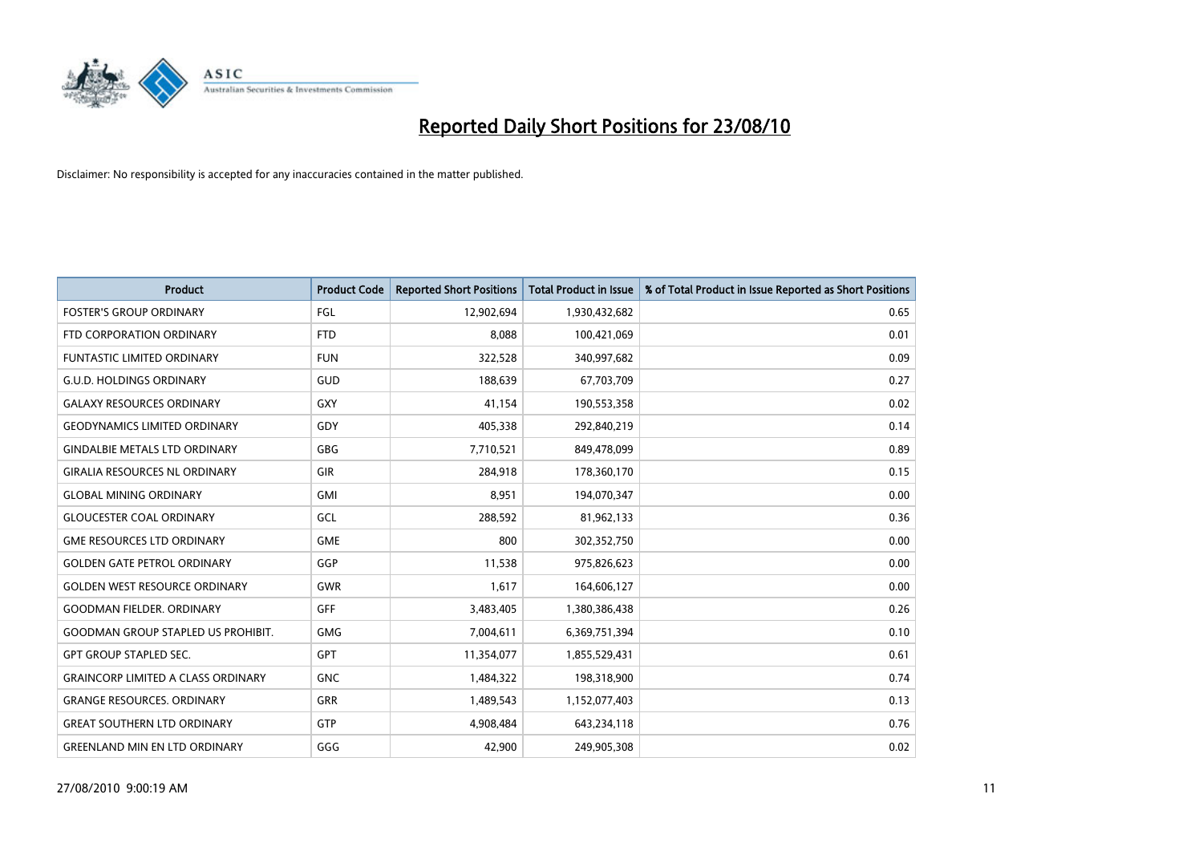# Reported Daily Short Positions for 23/08/10

Disclaimer: No responsibility is accepted for any inaccuracies contained in the matter published.

| Product | Product Code | Reported Short Positions | Total Product in Issue | % of Total Product in Issue Reported as Short Positions |
|---|---|---|---|---|
| FOSTER'S GROUP ORDINARY | FGL | 12,902,694 | 1,930,432,682 | 0.65 |
| FTD CORPORATION ORDINARY | FTD | 8,088 | 100,421,069 | 0.01 |
| FUNTASTIC LIMITED ORDINARY | FUN | 322,528 | 340,997,682 | 0.09 |
| G.U.D. HOLDINGS ORDINARY | GUD | 188,639 | 67,703,709 | 0.27 |
| GALAXY RESOURCES ORDINARY | GXY | 41,154 | 190,553,358 | 0.02 |
| GEODYNAMICS LIMITED ORDINARY | GDY | 405,338 | 292,840,219 | 0.14 |
| GINDALBIE METALS LTD ORDINARY | GBG | 7,710,521 | 849,478,099 | 0.89 |
| GIRALIA RESOURCES NL ORDINARY | GIR | 284,918 | 178,360,170 | 0.15 |
| GLOBAL MINING ORDINARY | GMI | 8,951 | 194,070,347 | 0.00 |
| GLOUCESTER COAL ORDINARY | GCL | 288,592 | 81,962,133 | 0.36 |
| GME RESOURCES LTD ORDINARY | GME | 800 | 302,352,750 | 0.00 |
| GOLDEN GATE PETROL ORDINARY | GGP | 11,538 | 975,826,623 | 0.00 |
| GOLDEN WEST RESOURCE ORDINARY | GWR | 1,617 | 164,606,127 | 0.00 |
| GOODMAN FIELDER. ORDINARY | GFF | 3,483,405 | 1,380,386,438 | 0.26 |
| GOODMAN GROUP STAPLED US PROHIBIT. | GMG | 7,004,611 | 6,369,751,394 | 0.10 |
| GPT GROUP STAPLED SEC. | GPT | 11,354,077 | 1,855,529,431 | 0.61 |
| GRAINCORP LIMITED A CLASS ORDINARY | GNC | 1,484,322 | 198,318,900 | 0.74 |
| GRANGE RESOURCES. ORDINARY | GRR | 1,489,543 | 1,152,077,403 | 0.13 |
| GREAT SOUTHERN LTD ORDINARY | GTP | 4,908,484 | 643,234,118 | 0.76 |
| GREENLAND MIN EN LTD ORDINARY | GGG | 42,900 | 249,905,308 | 0.02 |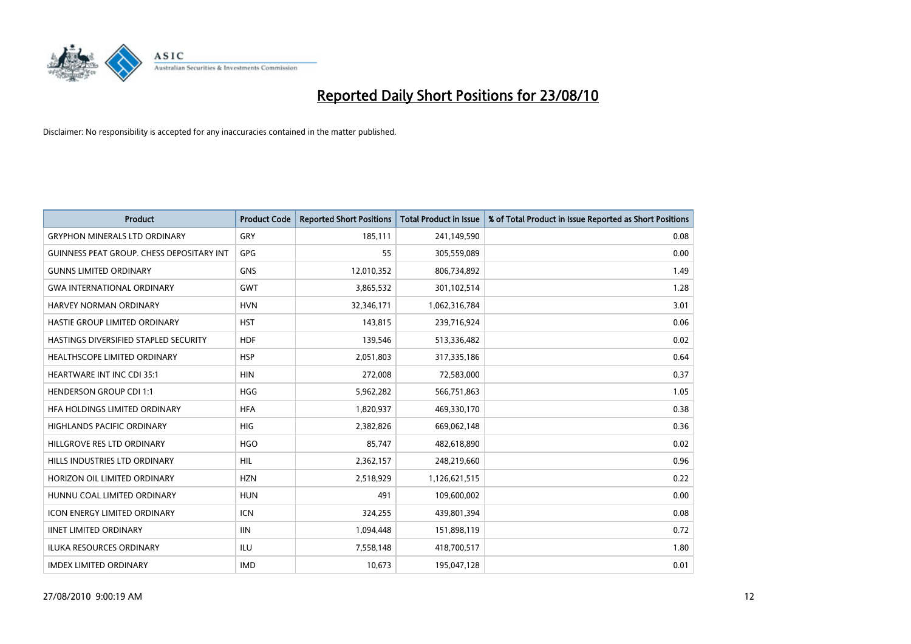# Reported Daily Short Positions for 23/08/10

Disclaimer: No responsibility is accepted for any inaccuracies contained in the matter published.

| Product | Product Code | Reported Short Positions | Total Product in Issue | % of Total Product in Issue Reported as Short Positions |
|---|---|---|---|---|
| GRYPHON MINERALS LTD ORDINARY | GRY | 185,111 | 241,149,590 | 0.08 |
| GUINNESS PEAT GROUP. CHESS DEPOSITARY INT | GPG | 55 | 305,559,089 | 0.00 |
| GUNNS LIMITED ORDINARY | GNS | 12,010,352 | 806,734,892 | 1.49 |
| GWA INTERNATIONAL ORDINARY | GWT | 3,865,532 | 301,102,514 | 1.28 |
| HARVEY NORMAN ORDINARY | HVN | 32,346,171 | 1,062,316,784 | 3.01 |
| HASTIE GROUP LIMITED ORDINARY | HST | 143,815 | 239,716,924 | 0.06 |
| HASTINGS DIVERSIFIED STAPLED SECURITY | HDF | 139,546 | 513,336,482 | 0.02 |
| HEALTHSCOPE LIMITED ORDINARY | HSP | 2,051,803 | 317,335,186 | 0.64 |
| HEARTWARE INT INC CDI 35:1 | HIN | 272,008 | 72,583,000 | 0.37 |
| HENDERSON GROUP CDI 1:1 | HGG | 5,962,282 | 566,751,863 | 1.05 |
| HFA HOLDINGS LIMITED ORDINARY | HFA | 1,820,937 | 469,330,170 | 0.38 |
| HIGHLANDS PACIFIC ORDINARY | HIG | 2,382,826 | 669,062,148 | 0.36 |
| HILLGROVE RES LTD ORDINARY | HGO | 85,747 | 482,618,890 | 0.02 |
| HILLS INDUSTRIES LTD ORDINARY | HIL | 2,362,157 | 248,219,660 | 0.96 |
| HORIZON OIL LIMITED ORDINARY | HZN | 2,518,929 | 1,126,621,515 | 0.22 |
| HUNNU COAL LIMITED ORDINARY | HUN | 491 | 109,600,002 | 0.00 |
| ICON ENERGY LIMITED ORDINARY | ICN | 324,255 | 439,801,394 | 0.08 |
| IINET LIMITED ORDINARY | IIN | 1,094,448 | 151,898,119 | 0.72 |
| ILUKA RESOURCES ORDINARY | ILU | 7,558,148 | 418,700,517 | 1.80 |
| IMDEX LIMITED ORDINARY | IMD | 10,673 | 195,047,128 | 0.01 |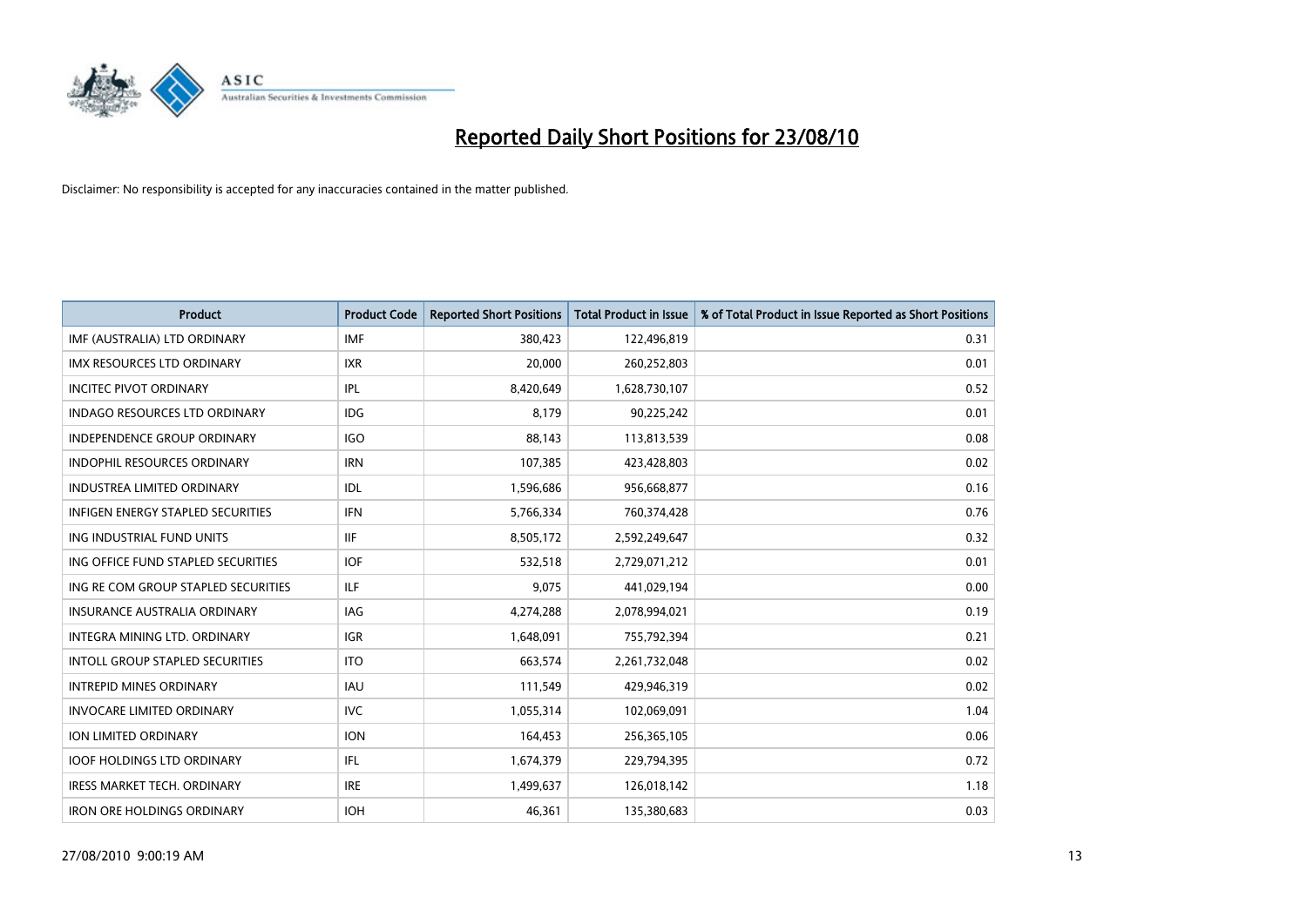# Reported Daily Short Positions for 23/08/10

Disclaimer: No responsibility is accepted for any inaccuracies contained in the matter published.

| Product | Product Code | Reported Short Positions | Total Product in Issue | % of Total Product in Issue Reported as Short Positions |
| --- | --- | --- | --- | --- |
| IMF (AUSTRALIA) LTD ORDINARY | IMF | 380,423 | 122,496,819 | 0.31 |
| IMX RESOURCES LTD ORDINARY | IXR | 20,000 | 260,252,803 | 0.01 |
| INCITEC PIVOT ORDINARY | IPL | 8,420,649 | 1,628,730,107 | 0.52 |
| INDAGO RESOURCES LTD ORDINARY | IDG | 8,179 | 90,225,242 | 0.01 |
| INDEPENDENCE GROUP ORDINARY | IGO | 88,143 | 113,813,539 | 0.08 |
| INDOPHIL RESOURCES ORDINARY | IRN | 107,385 | 423,428,803 | 0.02 |
| INDUSTREA LIMITED ORDINARY | IDL | 1,596,686 | 956,668,877 | 0.16 |
| INFIGEN ENERGY STAPLED SECURITIES | IFN | 5,766,334 | 760,374,428 | 0.76 |
| ING INDUSTRIAL FUND UNITS | IIF | 8,505,172 | 2,592,249,647 | 0.32 |
| ING OFFICE FUND STAPLED SECURITIES | IOF | 532,518 | 2,729,071,212 | 0.01 |
| ING RE COM GROUP STAPLED SECURITIES | ILF | 9,075 | 441,029,194 | 0.00 |
| INSURANCE AUSTRALIA ORDINARY | IAG | 4,274,288 | 2,078,994,021 | 0.19 |
| INTEGRA MINING LTD. ORDINARY | IGR | 1,648,091 | 755,792,394 | 0.21 |
| INTOLL GROUP STAPLED SECURITIES | ITO | 663,574 | 2,261,732,048 | 0.02 |
| INTREPID MINES ORDINARY | IAU | 111,549 | 429,946,319 | 0.02 |
| INVOCARE LIMITED ORDINARY | IVC | 1,055,314 | 102,069,091 | 1.04 |
| ION LIMITED ORDINARY | ION | 164,453 | 256,365,105 | 0.06 |
| IOOF HOLDINGS LTD ORDINARY | IFL | 1,674,379 | 229,794,395 | 0.72 |
| IRESS MARKET TECH. ORDINARY | IRE | 1,499,637 | 126,018,142 | 1.18 |
| IRON ORE HOLDINGS ORDINARY | IOH | 46,361 | 135,380,683 | 0.03 |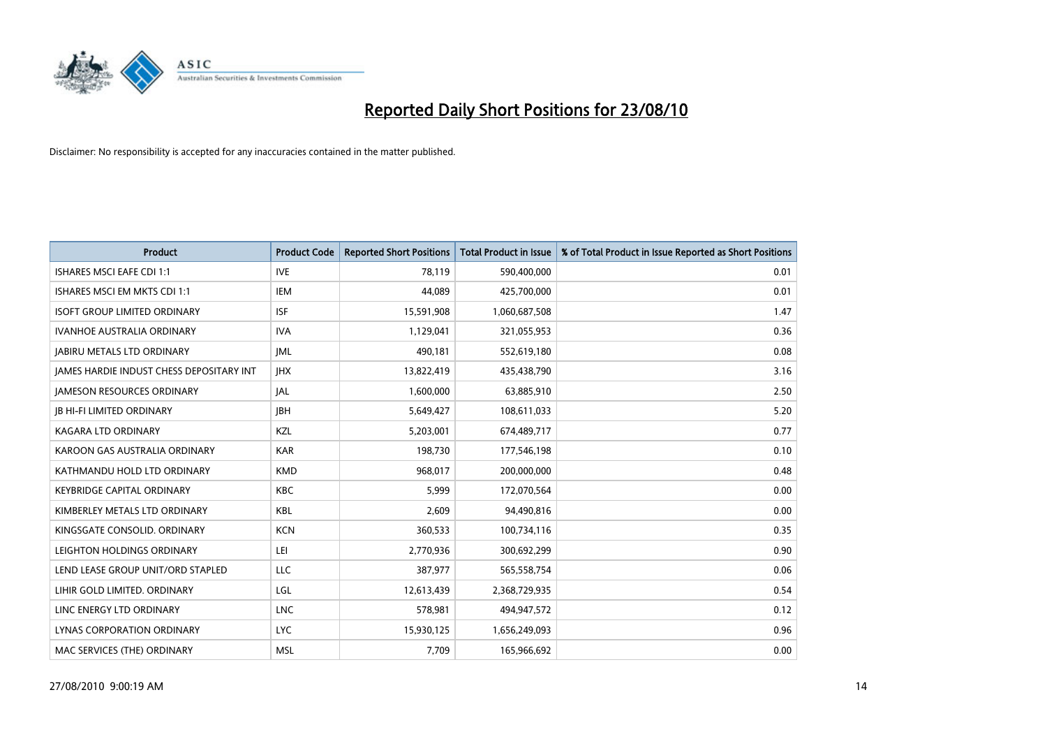# Reported Daily Short Positions for 23/08/10

Disclaimer: No responsibility is accepted for any inaccuracies contained in the matter published.

| Product | Product Code | Reported Short Positions | Total Product in Issue | % of Total Product in Issue Reported as Short Positions |
|---|---|---|---|---|
| ISHARES MSCI EAFE CDI 1:1 | IVE | 78,119 | 590,400,000 | 0.01 |
| ISHARES MSCI EM MKTS CDI 1:1 | IEM | 44,089 | 425,700,000 | 0.01 |
| ISOFT GROUP LIMITED ORDINARY | ISF | 15,591,908 | 1,060,687,508 | 1.47 |
| IVANHOE AUSTRALIA ORDINARY | IVA | 1,129,041 | 321,055,953 | 0.36 |
| JABIRU METALS LTD ORDINARY | JML | 490,181 | 552,619,180 | 0.08 |
| JAMES HARDIE INDUST CHESS DEPOSITARY INT | JHX | 13,822,419 | 435,438,790 | 3.16 |
| JAMESON RESOURCES ORDINARY | JAL | 1,600,000 | 63,885,910 | 2.50 |
| JB HI-FI LIMITED ORDINARY | JBH | 5,649,427 | 108,611,033 | 5.20 |
| KAGARA LTD ORDINARY | KZL | 5,203,001 | 674,489,717 | 0.77 |
| KAROON GAS AUSTRALIA ORDINARY | KAR | 198,730 | 177,546,198 | 0.10 |
| KATHMANDU HOLD LTD ORDINARY | KMD | 968,017 | 200,000,000 | 0.48 |
| KEYBRIDGE CAPITAL ORDINARY | KBC | 5,999 | 172,070,564 | 0.00 |
| KIMBERLEY METALS LTD ORDINARY | KBL | 2,609 | 94,490,816 | 0.00 |
| KINGSGATE CONSOLID. ORDINARY | KCN | 360,533 | 100,734,116 | 0.35 |
| LEIGHTON HOLDINGS ORDINARY | LEI | 2,770,936 | 300,692,299 | 0.90 |
| LEND LEASE GROUP UNIT/ORD STAPLED | LLC | 387,977 | 565,558,754 | 0.06 |
| LIHIR GOLD LIMITED. ORDINARY | LGL | 12,613,439 | 2,368,729,935 | 0.54 |
| LINC ENERGY LTD ORDINARY | LNC | 578,981 | 494,947,572 | 0.12 |
| LYNAS CORPORATION ORDINARY | LYC | 15,930,125 | 1,656,249,093 | 0.96 |
| MAC SERVICES (THE) ORDINARY | MSL | 7,709 | 165,966,692 | 0.00 |

27/08/2010 9:00:19 AM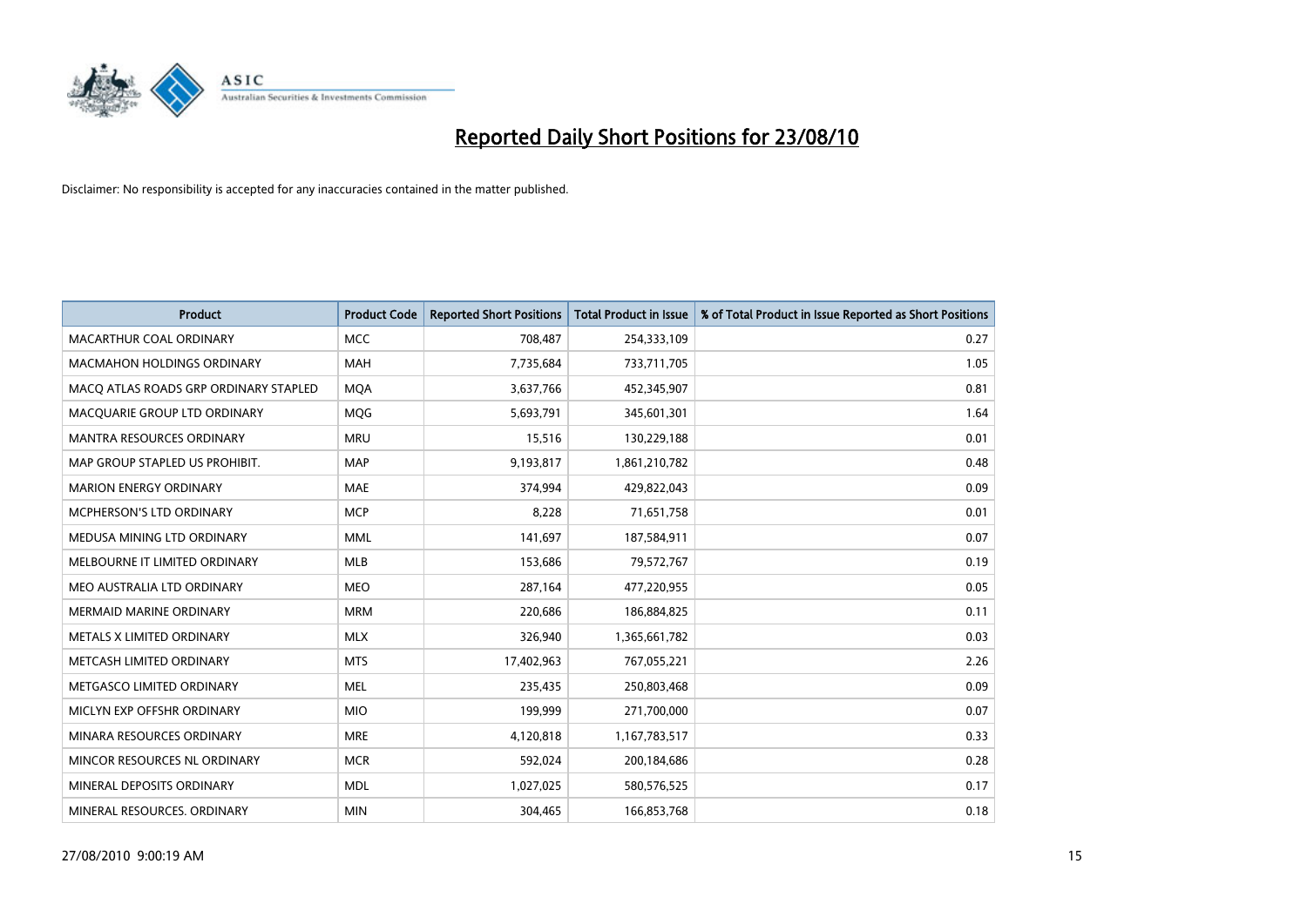# Reported Daily Short Positions for 23/08/10

Disclaimer: No responsibility is accepted for any inaccuracies contained in the matter published.

| Product | Product Code | Reported Short Positions | Total Product in Issue | % of Total Product in Issue Reported as Short Positions |
|---|---|---|---|---|
| MACARTHUR COAL ORDINARY | MCC | 708,487 | 254,333,109 | 0.27 |
| MACMAHON HOLDINGS ORDINARY | MAH | 7,735,684 | 733,711,705 | 1.05 |
| MACQ ATLAS ROADS GRP ORDINARY STAPLED | MQA | 3,637,766 | 452,345,907 | 0.81 |
| MACQUARIE GROUP LTD ORDINARY | MQG | 5,693,791 | 345,601,301 | 1.64 |
| MANTRA RESOURCES ORDINARY | MRU | 15,516 | 130,229,188 | 0.01 |
| MAP GROUP STAPLED US PROHIBIT. | MAP | 9,193,817 | 1,861,210,782 | 0.48 |
| MARION ENERGY ORDINARY | MAE | 374,994 | 429,822,043 | 0.09 |
| MCPHERSON'S LTD ORDINARY | MCP | 8,228 | 71,651,758 | 0.01 |
| MEDUSA MINING LTD ORDINARY | MML | 141,697 | 187,584,911 | 0.07 |
| MELBOURNE IT LIMITED ORDINARY | MLB | 153,686 | 79,572,767 | 0.19 |
| MEO AUSTRALIA LTD ORDINARY | MEO | 287,164 | 477,220,955 | 0.05 |
| MERMAID MARINE ORDINARY | MRM | 220,686 | 186,884,825 | 0.11 |
| METALS X LIMITED ORDINARY | MLX | 326,940 | 1,365,661,782 | 0.03 |
| METCASH LIMITED ORDINARY | MTS | 17,402,963 | 767,055,221 | 2.26 |
| METGASCO LIMITED ORDINARY | MEL | 235,435 | 250,803,468 | 0.09 |
| MICLYN EXP OFFSHR ORDINARY | MIO | 199,999 | 271,700,000 | 0.07 |
| MINARA RESOURCES ORDINARY | MRE | 4,120,818 | 1,167,783,517 | 0.33 |
| MINCOR RESOURCES NL ORDINARY | MCR | 592,024 | 200,184,686 | 0.28 |
| MINERAL DEPOSITS ORDINARY | MDL | 1,027,025 | 580,576,525 | 0.17 |
| MINERAL RESOURCES. ORDINARY | MIN | 304,465 | 166,853,768 | 0.18 |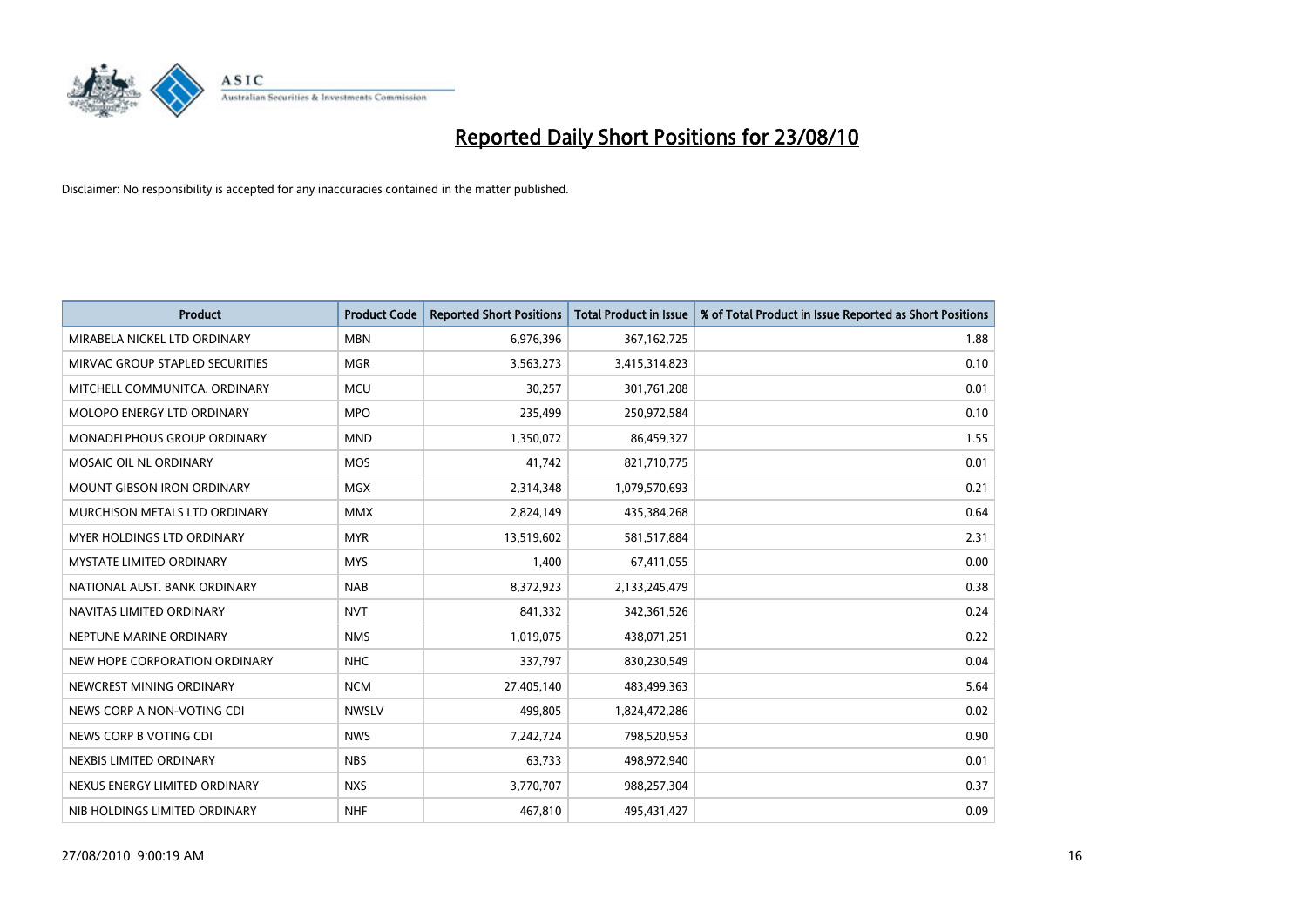# Reported Daily Short Positions for 23/08/10

Disclaimer: No responsibility is accepted for any inaccuracies contained in the matter published.

| Product | Product Code | Reported Short Positions | Total Product in Issue | % of Total Product in Issue Reported as Short Positions |
|---|---|---|---|---|
| MIRABELA NICKEL LTD ORDINARY | MBN | 6,976,396 | 367,162,725 | 1.88 |
| MIRVAC GROUP STAPLED SECURITIES | MGR | 3,563,273 | 3,415,314,823 | 0.10 |
| MITCHELL COMMUNITCA. ORDINARY | MCU | 30,257 | 301,761,208 | 0.01 |
| MOLOPO ENERGY LTD ORDINARY | MPO | 235,499 | 250,972,584 | 0.10 |
| MONADELPHOUS GROUP ORDINARY | MND | 1,350,072 | 86,459,327 | 1.55 |
| MOSAIC OIL NL ORDINARY | MOS | 41,742 | 821,710,775 | 0.01 |
| MOUNT GIBSON IRON ORDINARY | MGX | 2,314,348 | 1,079,570,693 | 0.21 |
| MURCHISON METALS LTD ORDINARY | MMX | 2,824,149 | 435,384,268 | 0.64 |
| MYER HOLDINGS LTD ORDINARY | MYR | 13,519,602 | 581,517,884 | 2.31 |
| MYSTATE LIMITED ORDINARY | MYS | 1,400 | 67,411,055 | 0.00 |
| NATIONAL AUST. BANK ORDINARY | NAB | 8,372,923 | 2,133,245,479 | 0.38 |
| NAVITAS LIMITED ORDINARY | NVT | 841,332 | 342,361,526 | 0.24 |
| NEPTUNE MARINE ORDINARY | NMS | 1,019,075 | 438,071,251 | 0.22 |
| NEW HOPE CORPORATION ORDINARY | NHC | 337,797 | 830,230,549 | 0.04 |
| NEWCREST MINING ORDINARY | NCM | 27,405,140 | 483,499,363 | 5.64 |
| NEWS CORP A NON-VOTING CDI | NWSLV | 499,805 | 1,824,472,286 | 0.02 |
| NEWS CORP B VOTING CDI | NWS | 7,242,724 | 798,520,953 | 0.90 |
| NEXBIS LIMITED ORDINARY | NBS | 63,733 | 498,972,940 | 0.01 |
| NEXUS ENERGY LIMITED ORDINARY | NXS | 3,770,707 | 988,257,304 | 0.37 |
| NIB HOLDINGS LIMITED ORDINARY | NHF | 467,810 | 495,431,427 | 0.09 |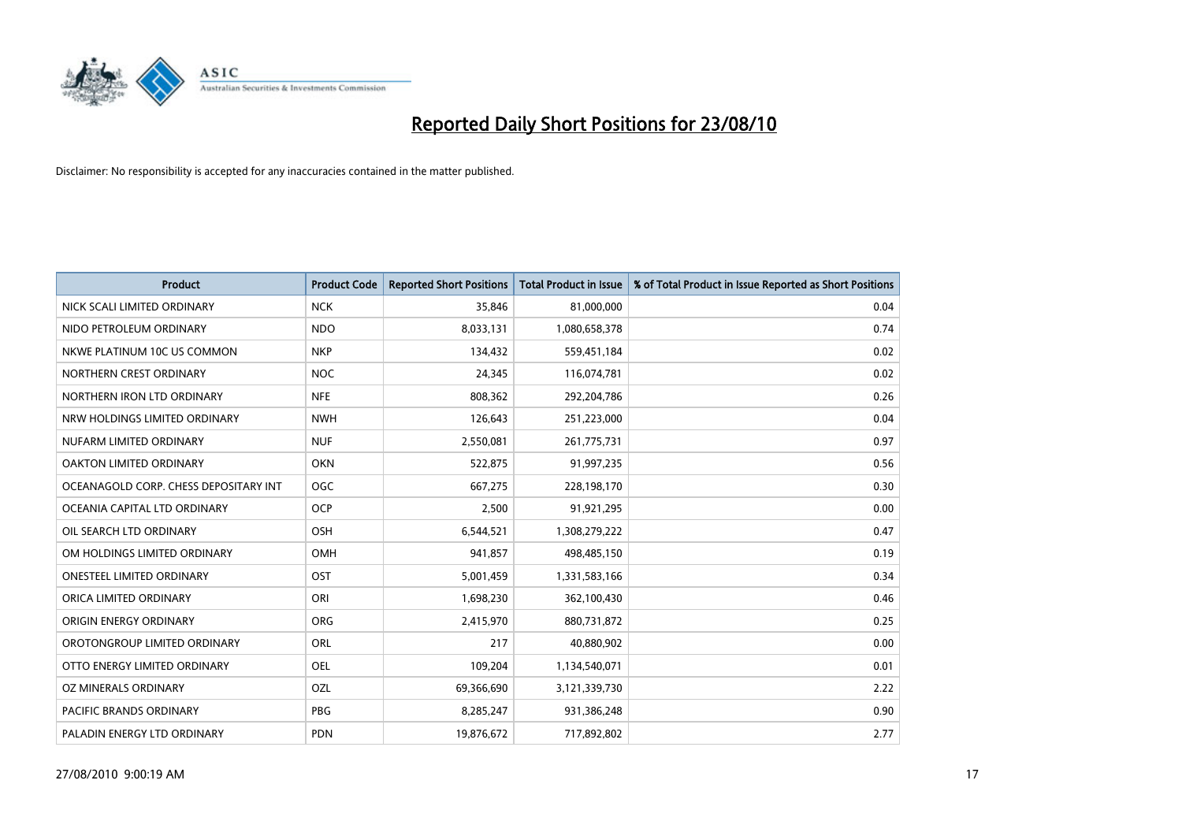# Reported Daily Short Positions for 23/08/10

Disclaimer: No responsibility is accepted for any inaccuracies contained in the matter published.

| Product | Product Code | Reported Short Positions | Total Product in Issue | % of Total Product in Issue Reported as Short Positions |
|---|---|---|---|---|
| NICK SCALI LIMITED ORDINARY | NCK | 35,846 | 81,000,000 | 0.04 |
| NIDO PETROLEUM ORDINARY | NDO | 8,033,131 | 1,080,658,378 | 0.74 |
| NKWE PLATINUM 10C US COMMON | NKP | 134,432 | 559,451,184 | 0.02 |
| NORTHERN CREST ORDINARY | NOC | 24,345 | 116,074,781 | 0.02 |
| NORTHERN IRON LTD ORDINARY | NFE | 808,362 | 292,204,786 | 0.26 |
| NRW HOLDINGS LIMITED ORDINARY | NWH | 126,643 | 251,223,000 | 0.04 |
| NUFARM LIMITED ORDINARY | NUF | 2,550,081 | 261,775,731 | 0.97 |
| OAKTON LIMITED ORDINARY | OKN | 522,875 | 91,997,235 | 0.56 |
| OCEANAGOLD CORP. CHESS DEPOSITARY INT | OGC | 667,275 | 228,198,170 | 0.30 |
| OCEANIA CAPITAL LTD ORDINARY | OCP | 2,500 | 91,921,295 | 0.00 |
| OIL SEARCH LTD ORDINARY | OSH | 6,544,521 | 1,308,279,222 | 0.47 |
| OM HOLDINGS LIMITED ORDINARY | OMH | 941,857 | 498,485,150 | 0.19 |
| ONESTEEL LIMITED ORDINARY | OST | 5,001,459 | 1,331,583,166 | 0.34 |
| ORICA LIMITED ORDINARY | ORI | 1,698,230 | 362,100,430 | 0.46 |
| ORIGIN ENERGY ORDINARY | ORG | 2,415,970 | 880,731,872 | 0.25 |
| OROTONGROUP LIMITED ORDINARY | ORL | 217 | 40,880,902 | 0.00 |
| OTTO ENERGY LIMITED ORDINARY | OEL | 109,204 | 1,134,540,071 | 0.01 |
| OZ MINERALS ORDINARY | OZL | 69,366,690 | 3,121,339,730 | 2.22 |
| PACIFIC BRANDS ORDINARY | PBG | 8,285,247 | 931,386,248 | 0.90 |
| PALADIN ENERGY LTD ORDINARY | PDN | 19,876,672 | 717,892,802 | 2.77 |

27/08/2010 9:00:19 AM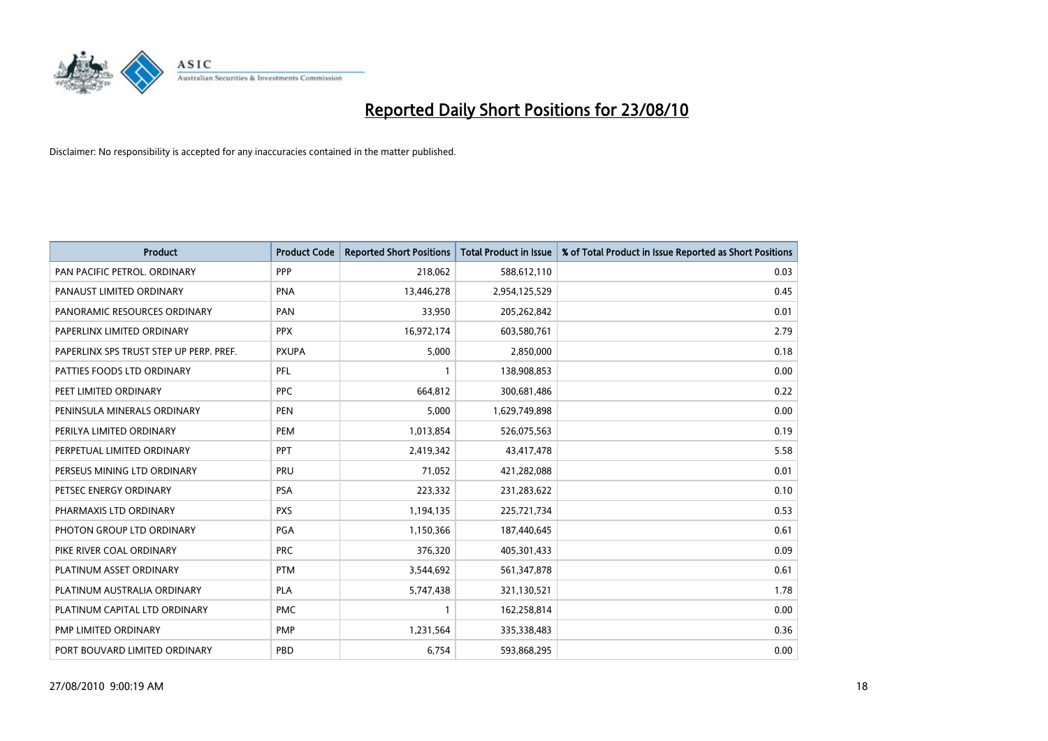# Reported Daily Short Positions for 23/08/10

Disclaimer: No responsibility is accepted for any inaccuracies contained in the matter published.

| Product | Product Code | Reported Short Positions | Total Product in Issue | % of Total Product in Issue Reported as Short Positions |
|---|---|---|---|---|
| PAN PACIFIC PETROL. ORDINARY | PPP | 218,062 | 588,612,110 | 0.03 |
| PANAUST LIMITED ORDINARY | PNA | 13,446,278 | 2,954,125,529 | 0.45 |
| PANORAMIC RESOURCES ORDINARY | PAN | 33,950 | 205,262,842 | 0.01 |
| PAPERLINX LIMITED ORDINARY | PPX | 16,972,174 | 603,580,761 | 2.79 |
| PAPERLINX SPS TRUST STEP UP PERP. PREF. | PXUPA | 5,000 | 2,850,000 | 0.18 |
| PATTIES FOODS LTD ORDINARY | PFL | 1 | 138,908,853 | 0.00 |
| PEET LIMITED ORDINARY | PPC | 664,812 | 300,681,486 | 0.22 |
| PENINSULA MINERALS ORDINARY | PEN | 5,000 | 1,629,749,898 | 0.00 |
| PERILYA LIMITED ORDINARY | PEM | 1,013,854 | 526,075,563 | 0.19 |
| PERPETUAL LIMITED ORDINARY | PPT | 2,419,342 | 43,417,478 | 5.58 |
| PERSEUS MINING LTD ORDINARY | PRU | 71,052 | 421,282,088 | 0.01 |
| PETSEC ENERGY ORDINARY | PSA | 223,332 | 231,283,622 | 0.10 |
| PHARMAXIS LTD ORDINARY | PXS | 1,194,135 | 225,721,734 | 0.53 |
| PHOTON GROUP LTD ORDINARY | PGA | 1,150,366 | 187,440,645 | 0.61 |
| PIKE RIVER COAL ORDINARY | PRC | 376,320 | 405,301,433 | 0.09 |
| PLATINUM ASSET ORDINARY | PTM | 3,544,692 | 561,347,878 | 0.61 |
| PLATINUM AUSTRALIA ORDINARY | PLA | 5,747,438 | 321,130,521 | 1.78 |
| PLATINUM CAPITAL LTD ORDINARY | PMC | 1 | 162,258,814 | 0.00 |
| PMP LIMITED ORDINARY | PMP | 1,231,564 | 335,338,483 | 0.36 |
| PORT BOUVARD LIMITED ORDINARY | PBD | 6,754 | 593,868,295 | 0.00 |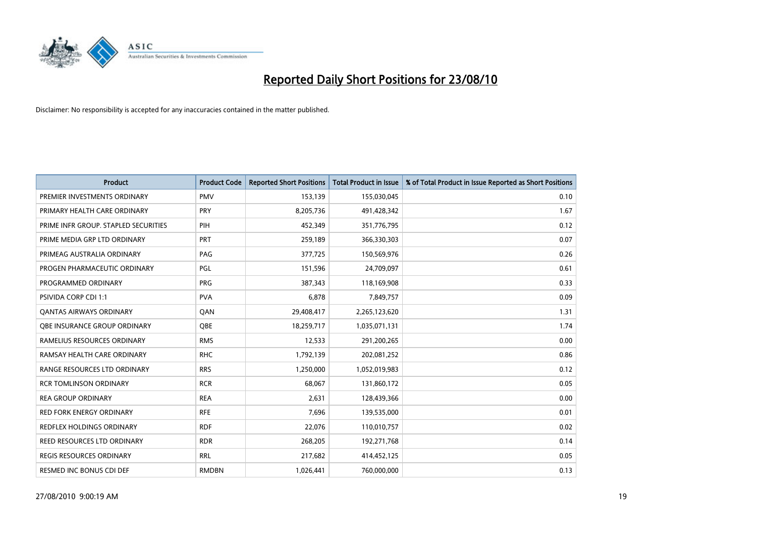# Reported Daily Short Positions for 23/08/10

Disclaimer: No responsibility is accepted for any inaccuracies contained in the matter published.

| Product | Product Code | Reported Short Positions | Total Product in Issue | % of Total Product in Issue Reported as Short Positions |
|---|---|---|---|---|
| PREMIER INVESTMENTS ORDINARY | PMV | 153,139 | 155,030,045 | 0.10 |
| PRIMARY HEALTH CARE ORDINARY | PRY | 8,205,736 | 491,428,342 | 1.67 |
| PRIME INFR GROUP. STAPLED SECURITIES | PIH | 452,349 | 351,776,795 | 0.12 |
| PRIME MEDIA GRP LTD ORDINARY | PRT | 259,189 | 366,330,303 | 0.07 |
| PRIMEAG AUSTRALIA ORDINARY | PAG | 377,725 | 150,569,976 | 0.26 |
| PROGEN PHARMACEUTIC ORDINARY | PGL | 151,596 | 24,709,097 | 0.61 |
| PROGRAMMED ORDINARY | PRG | 387,343 | 118,169,908 | 0.33 |
| PSIVIDA CORP CDI 1:1 | PVA | 6,878 | 7,849,757 | 0.09 |
| QANTAS AIRWAYS ORDINARY | QAN | 29,408,417 | 2,265,123,620 | 1.31 |
| QBE INSURANCE GROUP ORDINARY | QBE | 18,259,717 | 1,035,071,131 | 1.74 |
| RAMELIUS RESOURCES ORDINARY | RMS | 12,533 | 291,200,265 | 0.00 |
| RAMSAY HEALTH CARE ORDINARY | RHC | 1,792,139 | 202,081,252 | 0.86 |
| RANGE RESOURCES LTD ORDINARY | RRS | 1,250,000 | 1,052,019,983 | 0.12 |
| RCR TOMLINSON ORDINARY | RCR | 68,067 | 131,860,172 | 0.05 |
| REA GROUP ORDINARY | REA | 2,631 | 128,439,366 | 0.00 |
| RED FORK ENERGY ORDINARY | RFE | 7,696 | 139,535,000 | 0.01 |
| REDFLEX HOLDINGS ORDINARY | RDF | 22,076 | 110,010,757 | 0.02 |
| REED RESOURCES LTD ORDINARY | RDR | 268,205 | 192,271,768 | 0.14 |
| REGIS RESOURCES ORDINARY | RRL | 217,682 | 414,452,125 | 0.05 |
| RESMED INC BONUS CDI DEF | RMDBN | 1,026,441 | 760,000,000 | 0.13 |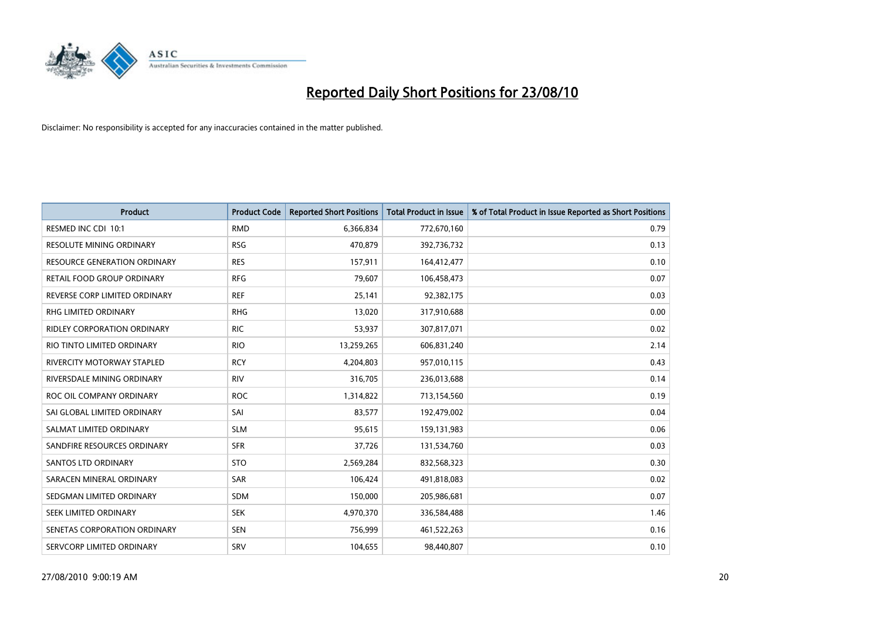# Reported Daily Short Positions for 23/08/10

Disclaimer: No responsibility is accepted for any inaccuracies contained in the matter published.

| Product | Product Code | Reported Short Positions | Total Product in Issue | % of Total Product in Issue Reported as Short Positions |
|---|---|---|---|---|
| RESMED INC CDI 10:1 | RMD | 6,366,834 | 772,670,160 | 0.79 |
| RESOLUTE MINING ORDINARY | RSG | 470,879 | 392,736,732 | 0.13 |
| RESOURCE GENERATION ORDINARY | RES | 157,911 | 164,412,477 | 0.10 |
| RETAIL FOOD GROUP ORDINARY | RFG | 79,607 | 106,458,473 | 0.07 |
| REVERSE CORP LIMITED ORDINARY | REF | 25,141 | 92,382,175 | 0.03 |
| RHG LIMITED ORDINARY | RHG | 13,020 | 317,910,688 | 0.00 |
| RIDLEY CORPORATION ORDINARY | RIC | 53,937 | 307,817,071 | 0.02 |
| RIO TINTO LIMITED ORDINARY | RIO | 13,259,265 | 606,831,240 | 2.14 |
| RIVERCITY MOTORWAY STAPLED | RCY | 4,204,803 | 957,010,115 | 0.43 |
| RIVERSDALE MINING ORDINARY | RIV | 316,705 | 236,013,688 | 0.14 |
| ROC OIL COMPANY ORDINARY | ROC | 1,314,822 | 713,154,560 | 0.19 |
| SAI GLOBAL LIMITED ORDINARY | SAI | 83,577 | 192,479,002 | 0.04 |
| SALMAT LIMITED ORDINARY | SLM | 95,615 | 159,131,983 | 0.06 |
| SANDFIRE RESOURCES ORDINARY | SFR | 37,726 | 131,534,760 | 0.03 |
| SANTOS LTD ORDINARY | STO | 2,569,284 | 832,568,323 | 0.30 |
| SARACEN MINERAL ORDINARY | SAR | 106,424 | 491,818,083 | 0.02 |
| SEDGMAN LIMITED ORDINARY | SDM | 150,000 | 205,986,681 | 0.07 |
| SEEK LIMITED ORDINARY | SEK | 4,970,370 | 336,584,488 | 1.46 |
| SENETAS CORPORATION ORDINARY | SEN | 756,999 | 461,522,263 | 0.16 |
| SERVCORP LIMITED ORDINARY | SRV | 104,655 | 98,440,807 | 0.10 |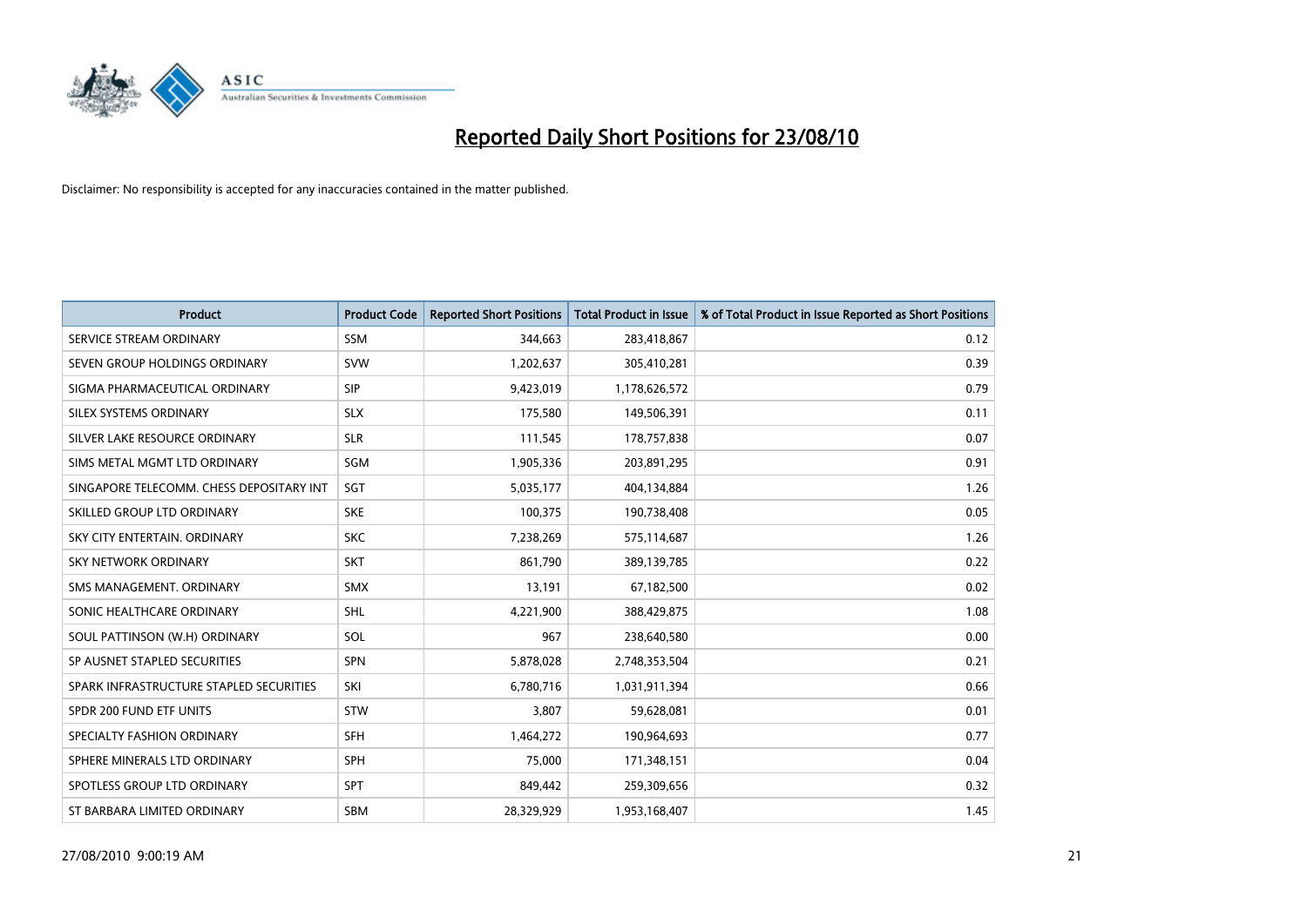# Reported Daily Short Positions for 23/08/10

Disclaimer: No responsibility is accepted for any inaccuracies contained in the matter published.

| Product | Product Code | Reported Short Positions | Total Product in Issue | % of Total Product in Issue Reported as Short Positions |
|---|---|---|---|---|
| SERVICE STREAM ORDINARY | SSM | 344,663 | 283,418,867 | 0.12 |
| SEVEN GROUP HOLDINGS ORDINARY | SVW | 1,202,637 | 305,410,281 | 0.39 |
| SIGMA PHARMACEUTICAL ORDINARY | SIP | 9,423,019 | 1,178,626,572 | 0.79 |
| SILEX SYSTEMS ORDINARY | SLX | 175,580 | 149,506,391 | 0.11 |
| SILVER LAKE RESOURCE ORDINARY | SLR | 111,545 | 178,757,838 | 0.07 |
| SIMS METAL MGMT LTD ORDINARY | SGM | 1,905,336 | 203,891,295 | 0.91 |
| SINGAPORE TELECOMM. CHESS DEPOSITARY INT | SGT | 5,035,177 | 404,134,884 | 1.26 |
| SKILLED GROUP LTD ORDINARY | SKE | 100,375 | 190,738,408 | 0.05 |
| SKY CITY ENTERTAIN. ORDINARY | SKC | 7,238,269 | 575,114,687 | 1.26 |
| SKY NETWORK ORDINARY | SKT | 861,790 | 389,139,785 | 0.22 |
| SMS MANAGEMENT. ORDINARY | SMX | 13,191 | 67,182,500 | 0.02 |
| SONIC HEALTHCARE ORDINARY | SHL | 4,221,900 | 388,429,875 | 1.08 |
| SOUL PATTINSON (W.H) ORDINARY | SOL | 967 | 238,640,580 | 0.00 |
| SP AUSNET STAPLED SECURITIES | SPN | 5,878,028 | 2,748,353,504 | 0.21 |
| SPARK INFRASTRUCTURE STAPLED SECURITIES | SKI | 6,780,716 | 1,031,911,394 | 0.66 |
| SPDR 200 FUND ETF UNITS | STW | 3,807 | 59,628,081 | 0.01 |
| SPECIALTY FASHION ORDINARY | SFH | 1,464,272 | 190,964,693 | 0.77 |
| SPHERE MINERALS LTD ORDINARY | SPH | 75,000 | 171,348,151 | 0.04 |
| SPOTLESS GROUP LTD ORDINARY | SPT | 849,442 | 259,309,656 | 0.32 |
| ST BARBARA LIMITED ORDINARY | SBM | 28,329,929 | 1,953,168,407 | 1.45 |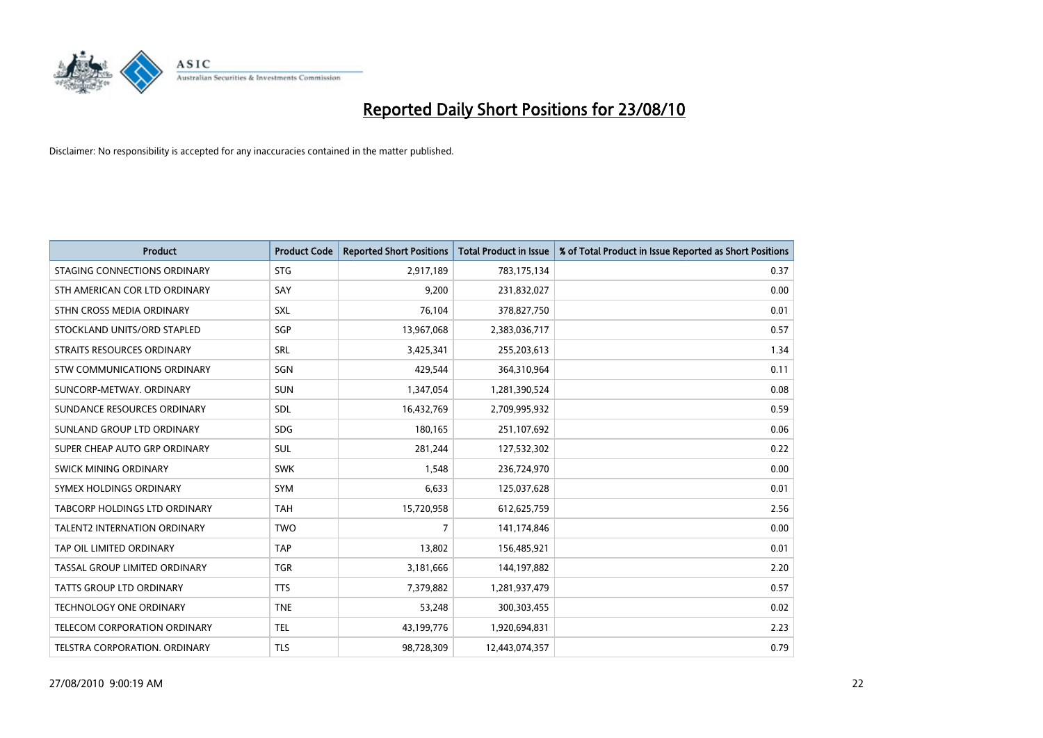# Reported Daily Short Positions for 23/08/10

Disclaimer: No responsibility is accepted for any inaccuracies contained in the matter published.

| Product | Product Code | Reported Short Positions | Total Product in Issue | % of Total Product in Issue Reported as Short Positions |
|---|---|---|---|---|
| STAGING CONNECTIONS ORDINARY | STG | 2,917,189 | 783,175,134 | 0.37 |
| STH AMERICAN COR LTD ORDINARY | SAY | 9,200 | 231,832,027 | 0.00 |
| STHN CROSS MEDIA ORDINARY | SXL | 76,104 | 378,827,750 | 0.01 |
| STOCKLAND UNITS/ORD STAPLED | SGP | 13,967,068 | 2,383,036,717 | 0.57 |
| STRAITS RESOURCES ORDINARY | SRL | 3,425,341 | 255,203,613 | 1.34 |
| STW COMMUNICATIONS ORDINARY | SGN | 429,544 | 364,310,964 | 0.11 |
| SUNCORP-METWAY. ORDINARY | SUN | 1,347,054 | 1,281,390,524 | 0.08 |
| SUNDANCE RESOURCES ORDINARY | SDL | 16,432,769 | 2,709,995,932 | 0.59 |
| SUNLAND GROUP LTD ORDINARY | SDG | 180,165 | 251,107,692 | 0.06 |
| SUPER CHEAP AUTO GRP ORDINARY | SUL | 281,244 | 127,532,302 | 0.22 |
| SWICK MINING ORDINARY | SWK | 1,548 | 236,724,970 | 0.00 |
| SYMEX HOLDINGS ORDINARY | SYM | 6,633 | 125,037,628 | 0.01 |
| TABCORP HOLDINGS LTD ORDINARY | TAH | 15,720,958 | 612,625,759 | 2.56 |
| TALENT2 INTERNATION ORDINARY | TWO | 7 | 141,174,846 | 0.00 |
| TAP OIL LIMITED ORDINARY | TAP | 13,802 | 156,485,921 | 0.01 |
| TASSAL GROUP LIMITED ORDINARY | TGR | 3,181,666 | 144,197,882 | 2.20 |
| TATTS GROUP LTD ORDINARY | TTS | 7,379,882 | 1,281,937,479 | 0.57 |
| TECHNOLOGY ONE ORDINARY | TNE | 53,248 | 300,303,455 | 0.02 |
| TELECOM CORPORATION ORDINARY | TEL | 43,199,776 | 1,920,694,831 | 2.23 |
| TELSTRA CORPORATION. ORDINARY | TLS | 98,728,309 | 12,443,074,357 | 0.79 |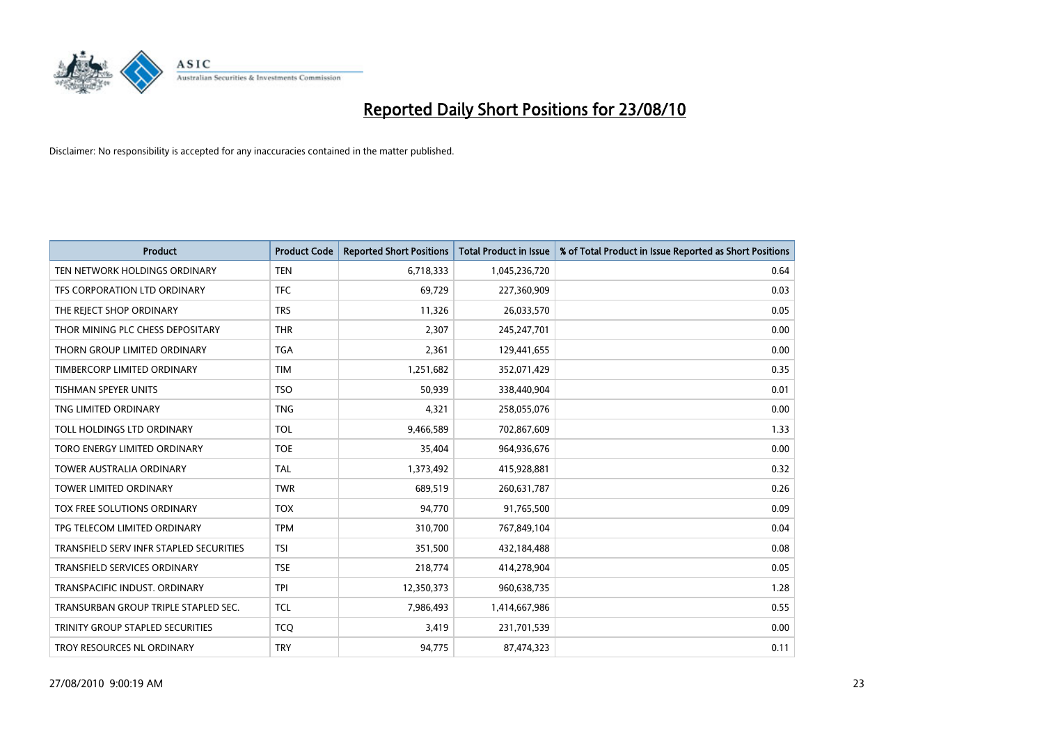# Reported Daily Short Positions for 23/08/10

Disclaimer: No responsibility is accepted for any inaccuracies contained in the matter published.

| Product | Product Code | Reported Short Positions | Total Product in Issue | % of Total Product in Issue Reported as Short Positions |
|---|---|---|---|---|
| TEN NETWORK HOLDINGS ORDINARY | TEN | 6,718,333 | 1,045,236,720 | 0.64 |
| TFS CORPORATION LTD ORDINARY | TFC | 69,729 | 227,360,909 | 0.03 |
| THE REJECT SHOP ORDINARY | TRS | 11,326 | 26,033,570 | 0.05 |
| THOR MINING PLC CHESS DEPOSITARY | THR | 2,307 | 245,247,701 | 0.00 |
| THORN GROUP LIMITED ORDINARY | TGA | 2,361 | 129,441,655 | 0.00 |
| TIMBERCORP LIMITED ORDINARY | TIM | 1,251,682 | 352,071,429 | 0.35 |
| TISHMAN SPEYER UNITS | TSO | 50,939 | 338,440,904 | 0.01 |
| TNG LIMITED ORDINARY | TNG | 4,321 | 258,055,076 | 0.00 |
| TOLL HOLDINGS LTD ORDINARY | TOL | 9,466,589 | 702,867,609 | 1.33 |
| TORO ENERGY LIMITED ORDINARY | TOE | 35,404 | 964,936,676 | 0.00 |
| TOWER AUSTRALIA ORDINARY | TAL | 1,373,492 | 415,928,881 | 0.32 |
| TOWER LIMITED ORDINARY | TWR | 689,519 | 260,631,787 | 0.26 |
| TOX FREE SOLUTIONS ORDINARY | TOX | 94,770 | 91,765,500 | 0.09 |
| TPG TELECOM LIMITED ORDINARY | TPM | 310,700 | 767,849,104 | 0.04 |
| TRANSFIELD SERV INFR STAPLED SECURITIES | TSI | 351,500 | 432,184,488 | 0.08 |
| TRANSFIELD SERVICES ORDINARY | TSE | 218,774 | 414,278,904 | 0.05 |
| TRANSPACIFIC INDUST. ORDINARY | TPI | 12,350,373 | 960,638,735 | 1.28 |
| TRANSURBAN GROUP TRIPLE STAPLED SEC. | TCL | 7,986,493 | 1,414,667,986 | 0.55 |
| TRINITY GROUP STAPLED SECURITIES | TCQ | 3,419 | 231,701,539 | 0.00 |
| TROY RESOURCES NL ORDINARY | TRY | 94,775 | 87,474,323 | 0.11 |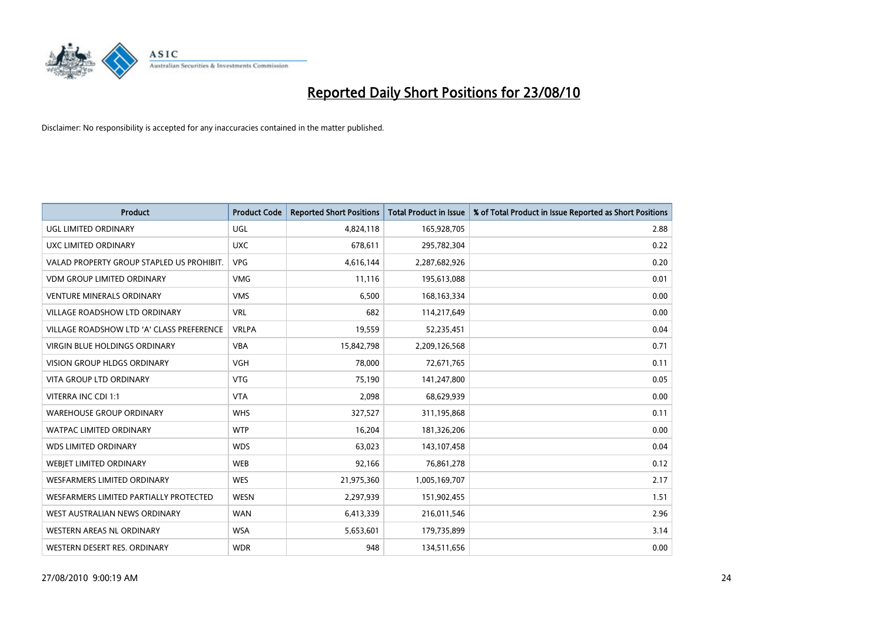# Reported Daily Short Positions for 23/08/10

Disclaimer: No responsibility is accepted for any inaccuracies contained in the matter published.

| Product | Product Code | Reported Short Positions | Total Product in Issue | % of Total Product in Issue Reported as Short Positions |
|---|---|---|---|---|
| UGL LIMITED ORDINARY | UGL | 4,824,118 | 165,928,705 | 2.88 |
| UXC LIMITED ORDINARY | UXC | 678,611 | 295,782,304 | 0.22 |
| VALAD PROPERTY GROUP STAPLED US PROHIBIT. | VPG | 4,616,144 | 2,287,682,926 | 0.20 |
| VDM GROUP LIMITED ORDINARY | VMG | 11,116 | 195,613,088 | 0.01 |
| VENTURE MINERALS ORDINARY | VMS | 6,500 | 168,163,334 | 0.00 |
| VILLAGE ROADSHOW LTD ORDINARY | VRL | 682 | 114,217,649 | 0.00 |
| VILLAGE ROADSHOW LTD 'A' CLASS PREFERENCE | VRLPA | 19,559 | 52,235,451 | 0.04 |
| VIRGIN BLUE HOLDINGS ORDINARY | VBA | 15,842,798 | 2,209,126,568 | 0.71 |
| VISION GROUP HLDGS ORDINARY | VGH | 78,000 | 72,671,765 | 0.11 |
| VITA GROUP LTD ORDINARY | VTG | 75,190 | 141,247,800 | 0.05 |
| VITERRA INC CDI 1:1 | VTA | 2,098 | 68,629,939 | 0.00 |
| WAREHOUSE GROUP ORDINARY | WHS | 327,527 | 311,195,868 | 0.11 |
| WATPAC LIMITED ORDINARY | WTP | 16,204 | 181,326,206 | 0.00 |
| WDS LIMITED ORDINARY | WDS | 63,023 | 143,107,458 | 0.04 |
| WEBJET LIMITED ORDINARY | WEB | 92,166 | 76,861,278 | 0.12 |
| WESFARMERS LIMITED ORDINARY | WES | 21,975,360 | 1,005,169,707 | 2.17 |
| WESFARMERS LIMITED PARTIALLY PROTECTED | WESN | 2,297,939 | 151,902,455 | 1.51 |
| WEST AUSTRALIAN NEWS ORDINARY | WAN | 6,413,339 | 216,011,546 | 2.96 |
| WESTERN AREAS NL ORDINARY | WSA | 5,653,601 | 179,735,899 | 3.14 |
| WESTERN DESERT RES. ORDINARY | WDR | 948 | 134,511,656 | 0.00 |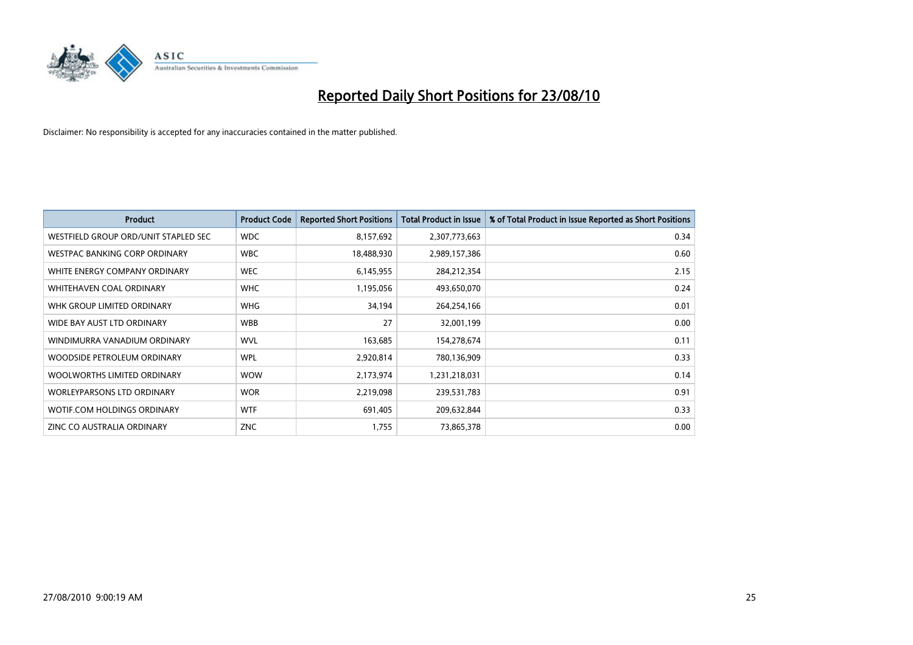# Reported Daily Short Positions for 23/08/10

Disclaimer: No responsibility is accepted for any inaccuracies contained in the matter published.

| Product | Product Code | Reported Short Positions | Total Product in Issue | % of Total Product in Issue Reported as Short Positions |
|---|---|---|---|---|
| WESTFIELD GROUP ORD/UNIT STAPLED SEC | WDC | 8,157,692 | 2,307,773,663 | 0.34 |
| WESTPAC BANKING CORP ORDINARY | WBC | 18,488,930 | 2,989,157,386 | 0.60 |
| WHITE ENERGY COMPANY ORDINARY | WEC | 6,145,955 | 284,212,354 | 2.15 |
| WHITEHAVEN COAL ORDINARY | WHC | 1,195,056 | 493,650,070 | 0.24 |
| WHK GROUP LIMITED ORDINARY | WHG | 34,194 | 264,254,166 | 0.01 |
| WIDE BAY AUST LTD ORDINARY | WBB | 27 | 32,001,199 | 0.00 |
| WINDIMURRA VANADIUM ORDINARY | WVL | 163,685 | 154,278,674 | 0.11 |
| WOODSIDE PETROLEUM ORDINARY | WPL | 2,920,814 | 780,136,909 | 0.33 |
| WOOLWORTHS LIMITED ORDINARY | WOW | 2,173,974 | 1,231,218,031 | 0.14 |
| WORLEYPARSONS LTD ORDINARY | WOR | 2,219,098 | 239,531,783 | 0.91 |
| WOTIF.COM HOLDINGS ORDINARY | WTF | 691,405 | 209,632,844 | 0.33 |
| ZINC CO AUSTRALIA ORDINARY | ZNC | 1,755 | 73,865,378 | 0.00 |